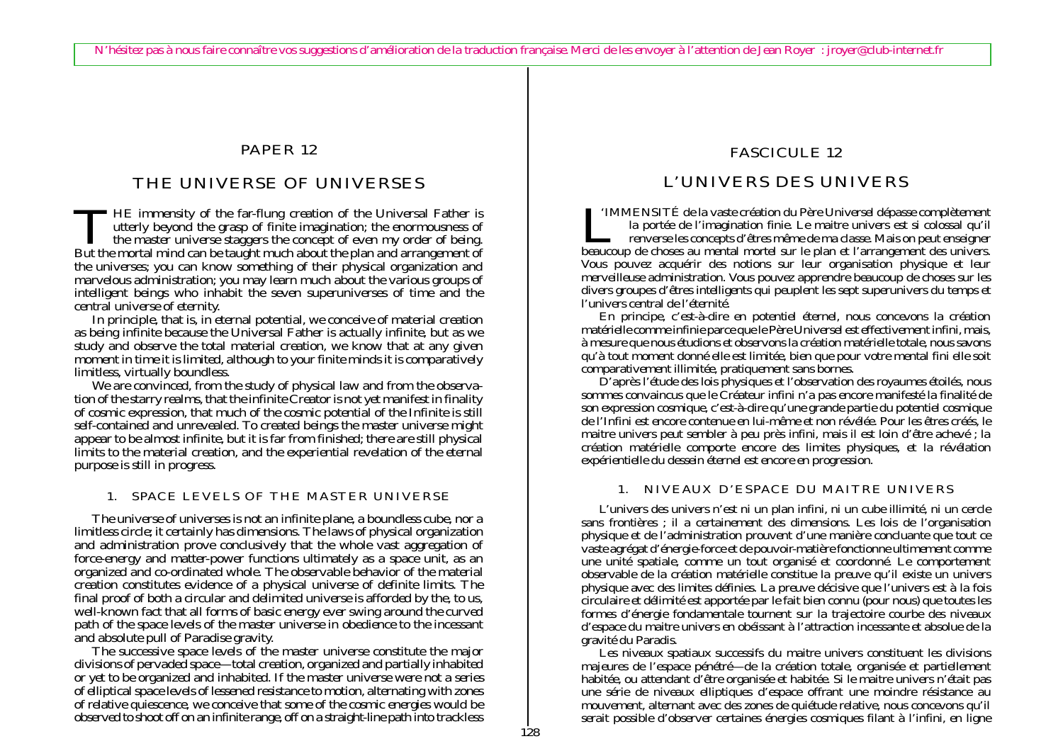N'hésitez pas à nous faire connaître vos suggestions d'amélioration de la traduction française. Merci de les envoyer à l'attention de Jean Royer : jroyer@club-internet.fr

# PAPER 12

# THE UNIVERSE OF UNIVERSES

THE immensity of the far-flung creation of the Universal Father is utterly beyond the grasp of finite imagination; the enormousness of the master universe staggers the concept of even my order of being. But the mortal mind can be taught much about the plan and arrangement of the universes; you can know something of their physical organization and marvelous administration; you may learn much about the various groups of intelligent beings who inhabit the seven superuniverses of time and the central universe of eternity.

In principle, that is, in eternal potential, we conceive of material creation as being infinite because the Universal Father is actually infinite, but as we study and observe the total material creation, we know that at any given moment in time it is limited, although to your finite minds it is comparatively limitless, virtually boundless.

We are convinced, from the study of physical law and from the observation of the starry realms, that the infinite Creator is not yet manifest in finality of cosmic expression, that much of the cosmic potential of the Infinite is still self-contained and unrevealed. To created beings the master universe might appear to be almost infinite, but it is far from finished; there are still physical limits to the material creation, and the experiential revelation of the eternal purpose is still in progress.

## 1. SPACE LEVELS OF THE MASTER UNIVERSE

The universe of universes is not an infinite plane, a boundless cube, nor a limitless circle; it certainly has dimensions. The laws of physical organization and administration prove conclusively that the whole vast aggregation of force-energy and matter-power functions ultimately as a space unit, as an organized and co-ordinated whole. The observable behavior of the material creation constitutes evidence of a physical universe of definite limits. The final proof of both a circular and delimited universe is afforded by the, to us, well-known fact that all forms of basic energy ever swing around the curved path of the space levels of the master universe in obedience to the incessant and absolute pull of Paradise gravity.

The successive space levels of the master universe constitute the major divisions of pervaded space—total creation, organized and partially inhabited or yet to be organized and inhabited. If the master universe were not a series of elliptical space levels of lessened resistance to motion, alternating with zones of relative quiescence, we conceive that some of the cosmic energies would be observed to shoot off on an infinite range, off on a straight-line path into trackless

# FASCICULE 12

# L'UNIVERS DES UNIVERS

L'IMMENSITÉ de la vaste création du Père Universel dépasse complètement la portée de l'imagination finie. Le maitre univers est si colossal qu'il renverse les concepts d'êtres même de ma classe. Mais on peut enseigner beaucoup de choses au mental mortel sur le plan et l'arrangement des univers. Vous pouvez acquérir des notions sur leur organisation physique et leur merveilleuse administration. Vous pouvez apprendre beaucoup de choses sur les divers groupes d'êtres intelligents qui peuplent les sept superunivers du temps et l'univers central de l'éternité.

En principe, c'est-à-dire en potentiel éternel, nous concevons la création matérielle comme infinie parce que le Père Universel est effectivement infini, mais, à mesure que nous étudions et observons la création matérielle totale, nous savons qu'à tout moment donné elle est limitée, bien que pour votre mental fini elle soit comparativement illimitée, pratiquement sans bornes.

D'après l'étude des lois physiques et l'observation des royaumes étoilés, nous sommes convaincus que le Créateur infini n'a pas encore manifesté la finalité de son expression cosmique, c'est-à-dire qu'une grande partie du potentiel cosmique de l'Infini est encore contenue en lui-même et non révélée. Pour les êtres créés, le maitre univers peut sembler à peu près infini, mais il est loin d'être achevé ; la création matérielle comporte encore des limites physiques, et la révélation expérientielle du dessein éternel est encore en progression.

## 1. NIVEAUX D'ESPACE DU MAITRE UNIVERS

L'univers des univers n'est ni un plan infini, ni un cube illimité, ni un cercle sans frontières ; il a certainement des dimensions. Les lois de l'organisation physique et de l'administration prouvent d'une manière concluante que tout ce vaste agrégat d'énergie-force et de pouvoir-matière fonctionne ultimement comme une unité spatiale, comme un tout organisé et coordonné. Le comportement observable de la création matérielle constitue la preuve qu'il existe un univers physique avec des limites définies. La preuve décisive que l'univers est à la fois circulaire et délimité est apportée par le fait bien connu (pour nous) que toutes les formes d'énergie fondamentale tournent sur la trajectoire courbe des niveaux d'espace du maitre univers en obéissant à l'attraction incessante et absolue de la gravité du Paradis.

Les niveaux spatiaux successifs du maitre univers constituent les divisions majeures de l'espace pénétré—de la création totale, organisée et partiellement habitée, ou attendant d'être organisée et habitée. Si le maitre univers n'était pas une série de niveaux elliptiques d'espace offrant une moindre résistance au mouvement, alternant avec des zones de quiétude relative, nous concevons qu'il serait possible d'observer certaines énergies cosmiques filant à l'infini, en ligne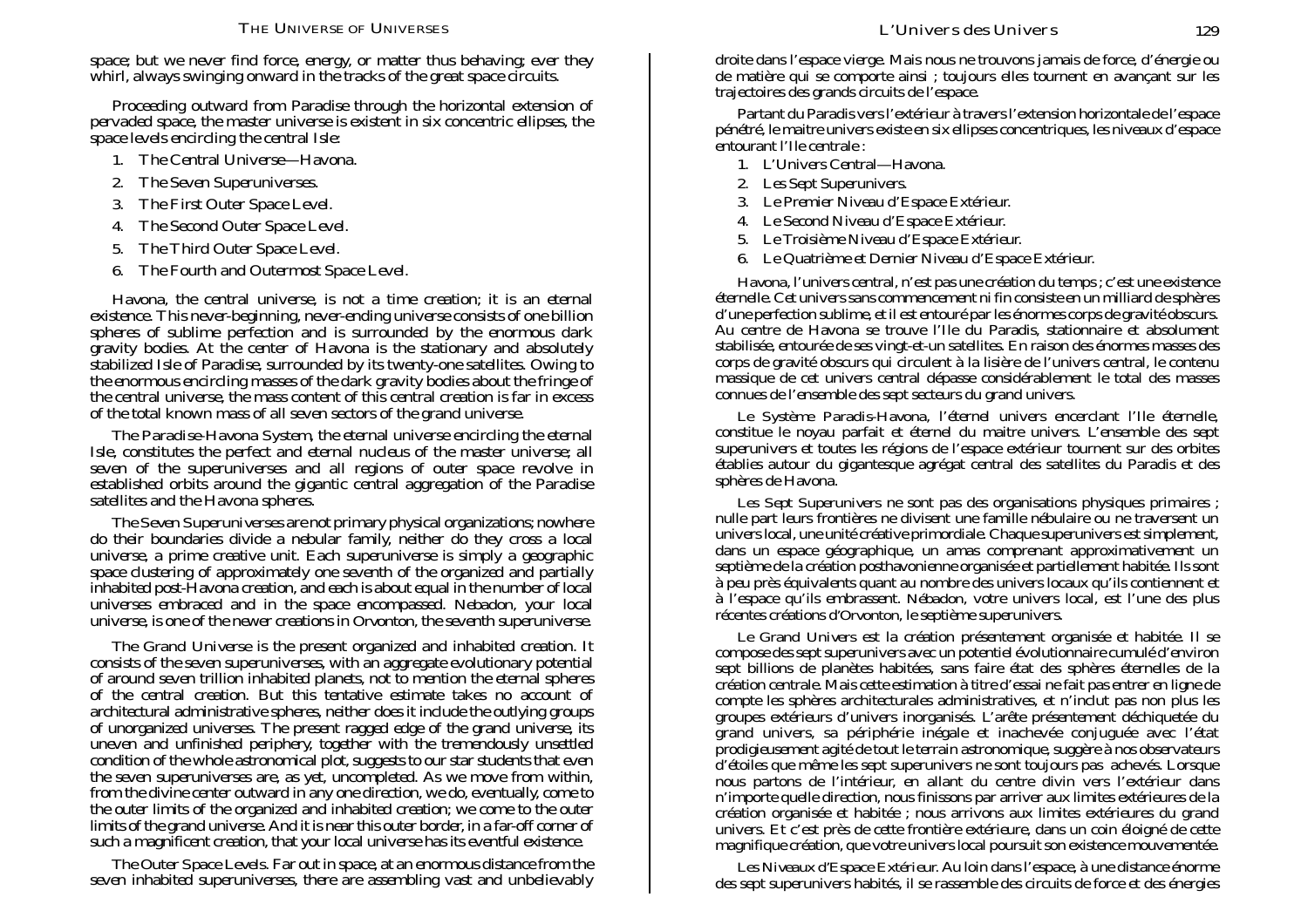space; but we never find force, energy, or matter thus behaving; ever they whirl, always swinging onward in the tracks of the great space circuits.

Proceeding outward from Paradise through the horizontal extension of pervaded space, the master universe is existent in six concentric ellipses, the space levels encircling the central Isle:

1. The Central Universe—Havona.
2. The Seven Superuniverses.
3. The First Outer Space Level.
4. The Second Outer Space Level.
5. The Third Outer Space Level.
6. The Fourth and Outermost Space Level.

Havona, the central universe, is not a time creation; it is an eternal existence. This never-beginning, never-ending universe consists of one billion spheres of sublime perfection and is surrounded by the enormous dark gravity bodies. At the center of Havona is the stationary and absolutely stabilized Isle of Paradise, surrounded by its twenty-one satellites. Owing to the enormous encircling masses of the dark gravity bodies about the fringe of the central universe, the mass content of this central creation is far in excess of the total known mass of all seven sectors of the grand universe.

The Paradise-Havona System, the eternal universe encircling the eternal Isle, constitutes the perfect and eternal nucleus of the master universe; all seven of the superuniverses and all regions of outer space revolve in established orbits around the gigantic central aggregation of the Paradise satellites and the Havona spheres.

The Seven Superuniverses are not primary physical organizations; nowhere do their boundaries divide a nebular family, neither do they cross a local universe, a prime creative unit. Each superuniverse is simply a geographic space clustering of approximately one seventh of the organized and partially inhabited post-Havona creation, and each is about equal in the number of local universes embraced and in the space encompassed. Nebadon, your local universe, is one of the newer creations in Orvonton, the seventh superuniverse.

The Grand Universe is the present organized and inhabited creation. It consists of the seven superuniverses, with an aggregate evolutionary potential of around seven trillion inhabited planets, not to mention the eternal spheres of the central creation. But this tentative estimate takes no account of architectural administrative spheres, neither does it include the outlying groups of unorganized universes. The present ragged edge of the grand universe, its uneven and unfinished periphery, together with the tremendously unsettled condition of the whole astronomical plot, suggests to our star students that even the seven superuniverses are, as yet, uncompleted. As we move from within, from the divine center outward in any one direction, we do, eventually, come to the outer limits of the organized and inhabited creation; we come to the outer limits of the grand universe. And it is near this outer border, in a far-off corner of such a magnificent creation, that your local universe has its eventful existence.

The Outer Space Levels. Far out in space, at an enormous distance from the seven inhabited superuniverses, there are assembling vast and unbelievably

droite dans l'espace vierge. Mais nous ne trouvons jamais de force, d'énergie ou de matière qui se comporte ainsi ; toujours elles tournent en avançant sur les trajectoires des grands circuits de l'espace.

Partant du Paradis vers l'extérieur à travers l'extension horizontale de l'espace pénétré, le maitre univers existe en six ellipses concentriques, les niveaux d'espace entourant l'Ile centrale :

1. L'Univers Central—Havona.
2. Les Sept Superunivers.
3. Le Premier Niveau d'Espace Extérieur.
4. Le Second Niveau d'Espace Extérieur.
5. Le Troisième Niveau d'Espace Extérieur.
6. Le Quatrième et Dernier Niveau d'Espace Extérieur.

Havona, l'univers central, n'est pas une création du temps ; c'est une existence éternelle. Cet univers sans commencement ni fin consiste en un milliard de sphères d'une perfection sublime, et il est entouré par les énormes corps de gravité obscurs. Au centre de Havona se trouve l'Ile du Paradis, stationnaire et absolument stabilisée, entourée de ses vingt-et-un satellites. En raison des énormes masses des corps de gravité obscurs qui circulent à la lisière de l'univers central, le contenu massique de cet univers central dépasse considérablement le total des masses connues de l'ensemble des sept secteurs du grand univers.

Le Système Paradis-Havona, l'éternel univers encerclant l'Ile éternelle, constitue le noyau parfait et éternel du maitre univers. L'ensemble des sept superunivers et toutes les régions de l'espace extérieur tournent sur des orbites établies autour du gigantesque agrégat central des satellites du Paradis et des sphères de Havona.

Les Sept Superunivers ne sont pas des organisations physiques primaires ; nulle part leurs frontières ne divisent une famille nébulaire ou ne traversent un univers local, une unité créative primordiale. Chaque superunivers est simplement, dans un espace géographique, un amas comprenant approximativement un septième de la création posthavonienne organisée et partiellement habitée. Ils sont à peu près équivalents quant au nombre des univers locaux qu'ils contiennent et à l'espace qu'ils embrassent. Nébadon, votre univers local, est l'une des plus récentes créations d'Orvonton, le septième superunivers.

Le Grand Univers est la création présentement organisée et habitée. Il se compose des sept superunivers avec un potentiel évolutionnaire cumulé d'environ sept billions de planètes habitées, sans faire état des sphères éternelles de la création centrale. Mais cette estimation à titre d'essai ne fait pas entrer en ligne de compte les sphères architecturales administratives, et n'inclut pas non plus les groupes extérieurs d'univers inorganisés. L'arête présentement déchiquetée du grand univers, sa périphérie inégale et inachevée conjuguée avec l'état prodigieusement agité de tout le terrain astronomique, suggère à nos observateurs d'étoiles que même les sept superunivers ne sont toujours pas achevés. Lorsque nous partons de l'intérieur, en allant du centre divin vers l'extérieur dans n'importe quelle direction, nous finissons par arriver aux limites extérieures de la création organisée et habitée ; nous arrivons aux limites extérieures du grand univers. Et c'est près de cette frontière extérieure, dans un coin éloigné de cette magnifique création, que votre univers local poursuit son existence mouvementée.

Les Niveaux d'Espace Extérieur. Au loin dans l'espace, à une distance énorme des sept superunivers habités, il se rassemble des circuits de force et des énergies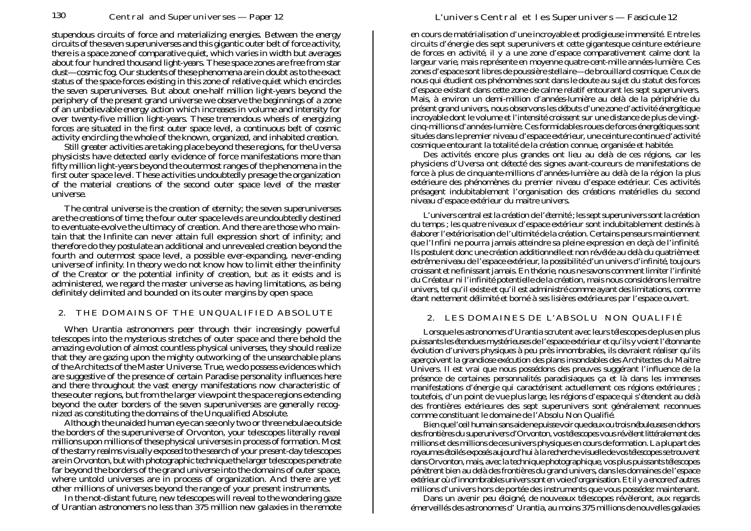stupendous circuits of force and materializing energies. Between the energy circuits of the seven superuniverses and this gigantic outer belt of force activity, there is a space zone of comparative quiet, which varies in width but averages about four hundred thousand light-years. These space zones are free from star dust—cosmic fog. Our students of these phenomena are in doubt as to the exact status of the space-forces existing in this zone of relative quiet which encircles the seven superuniverses. But about one-half million light-years beyond the periphery of the present grand universe we observe the beginnings of a zone of an unbelievable energy action which increases in volume and intensity for over twenty-five million light-years. These tremendous wheels of energizing forces are situated in the first outer space level, a continuous belt of cosmic activity encircling the whole of the known, organized, and inhabited creation.

Still greater activities are taking place beyond these regions, for the Uversa physicists have detected early evidence of force manifestations more than fifty million light-years beyond the outermost ranges of the phenomena in the first outer space level. These activities undoubtedly presage the organization of the material creations of the second outer space level of the master universe.

The central universe is the creation of eternity; the seven superuniverses are the creations of time; the four outer space levels are undoubtedly destined to eventuate-evolve the ultimacy of creation. And there are those who maintain that the Infinite can never attain full expression short of infinity; and therefore do they postulate an additional and unrevealed creation beyond the fourth and outermost space level, a possible ever-expanding, never-ending universe of infinity. In theory we do not know how to limit either the infinity of the Creator or the potential infinity of creation, but as it exists and is administered, we regard the master universe as having limitations, as being definitely delimited and bounded on its outer margins by open space.

## 2. THE DOMAINS OF THE UNQUALIFIED ABSOLUTE

When Urantia astronomers peer through their increasingly powerful telescopes into the mysterious stretches of outer space and there behold the amazing evolution of almost countless physical universes, they should realize that they are gazing upon the mighty outworking of the unsearchable plans of the Architects of the Master Universe. True, we do possess evidences which are suggestive of the presence of certain Paradise personality influences here and there throughout the vast energy manifestations now characteristic of these outer regions, but from the larger viewpoint the space regions extending beyond the outer borders of the seven superuniverses are generally recognized as constituting the domains of the Unqualified Absolute.

Although the unaided human eye can see only two or three nebulae outside the borders of the superuniverse of Orvonton, your telescopes literally reveal millions upon millions of these physical universes in process of formation. Most of the starry realms visually exposed to the search of your present-day telescopes are in Orvonton, but with photographic technique the larger telescopes penetrate far beyond the borders of the grand universe into the domains of outer space, where untold universes are in process of organization. And there are yet other millions of universes beyond the range of your present instruments.

In the not-distant future, new telescopes will reveal to the wondering gaze of Urantian astronomers no less than 375 million new galaxies in the remote

en cours de matérialisation d'une incroyable et prodigieuse immensité. Entre les circuits d'énergie des sept superunivers et cette gigantesque ceinture extérieure de forces en activité, il y a une zone d'espace comparativement calme dont la largeur varie, mais représente en moyenne quatre-cent-mille années-lumière. Ces zones d'espace sont libres de poussière stellaire—de brouillard cosmique. Ceux de nous qui étudient ces phénomènes sont dans le doute au sujet du statut des forces d'espace existant dans cette zone de calme relatif entourant les sept superunivers. Mais, à environ un demi-million d'années-lumière au delà de la périphérie du présent grand univers, nous observons les débuts d'une zone d'activité énergétique incroyable dont le volume et l'intensité croissent sur une distance de plus de vingt-cinq-millions d'années-lumière. Ces formidables roues de forces énergétiques sont situées dans le premier niveau d'espace extérieur, une ceinture continue d'activité cosmique entourant la totalité de la création connue, organisée et habitée.

Des activités encore plus grandes ont lieu au delà de ces régions, car les physiciens d'Uversa ont détecté des signes avant-coureurs de manifestations de force à plus de cinquante-millions d'années-lumière au delà de la région la plus extérieure des phénomènes du premier niveau d'espace extérieur. Ces activités présagent indubitablement l'organisation des créations matérielles du second niveau d'espace extérieur du maitre univers.

L'univers central est la création de l'éternité ; les sept superunivers sont la création du temps ; les quatre niveaux d'espace extérieur sont indubitablement destinés à élaborer l'extériorisation de l'ultimité de la création. Certains penseurs maintiennent que l'Infini ne pourra jamais atteindre sa pleine expression en deçà de l'infinité. Ils postulent donc une création additionnelle et non révélée au delà du quatrième et extrême niveau de l'espace extérieur, la possibilité d'un univers d'infinité, toujours croissant et ne finissant jamais. En théorie, nous ne savons comment limiter l'infinité du Créateur ni l'infinité potentielle de la création, mais nous considérons le maitre univers, tel qu'il existe et qu'il est administré comme ayant des limitations, comme étant nettement délimité et borné à ses lisières extérieures par l'espace ouvert.

## 2. LES DOMAINES DE L'ABSOLU NON QUALIFIÉ

Lorsque les astronomes d'Urantia scrutent avec leurs télescopes de plus en plus puissants les étendues mystérieuses de l'espace extérieur et qu'ils y voient l'étonnante évolution d'univers physiques à peu près innombrables, ils devraient réaliser qu'ils aperçoivent la grandiose exécution des plans insondables des Architectes du Maitre Univers. Il est vrai que nous possédons des preuves suggérant l'influence de la présence de certaines personnalités paradisiaques çà et là dans les immenses manifestations d'énergie qui caractérisent actuellement ces régions extérieures ; toutefois, d'un point de vue plus large, les régions d'espace qui s'étendent au delà des frontières extérieures des sept superunivers sont généralement reconnues comme constituant le domaine de l'Absolu Non Qualifié.

Bien que l'oeil humain sans aide ne puisse voir que deux ou trois nébuleuses en dehors des frontières du superunivers d'Orvonton, vos télescopes vous révèlent littéralement des millions et des millions de ces univers physiques en cours de formation. La plupart des royaumes étoilés exposés aujourd'hui à la recherche visuelle de vos télescopes se trouvent dans Orvonton, mais, avec la technique photographique, vos plus puissants télescopes pénètrent bien au delà des frontières du grand univers, dans les domaines de l'espace extérieur où d'innombrables univers sont en voie d'organisation. Et il y a encore d'autres millions d'univers hors de portée des instruments que vous possédez maintenant.

Dans un avenir peu éloigné, de nouveaux télescopes révèleront, aux regards émerveillés des astronomes d' Urantia, au moins 375 millions de nouvelles galaxies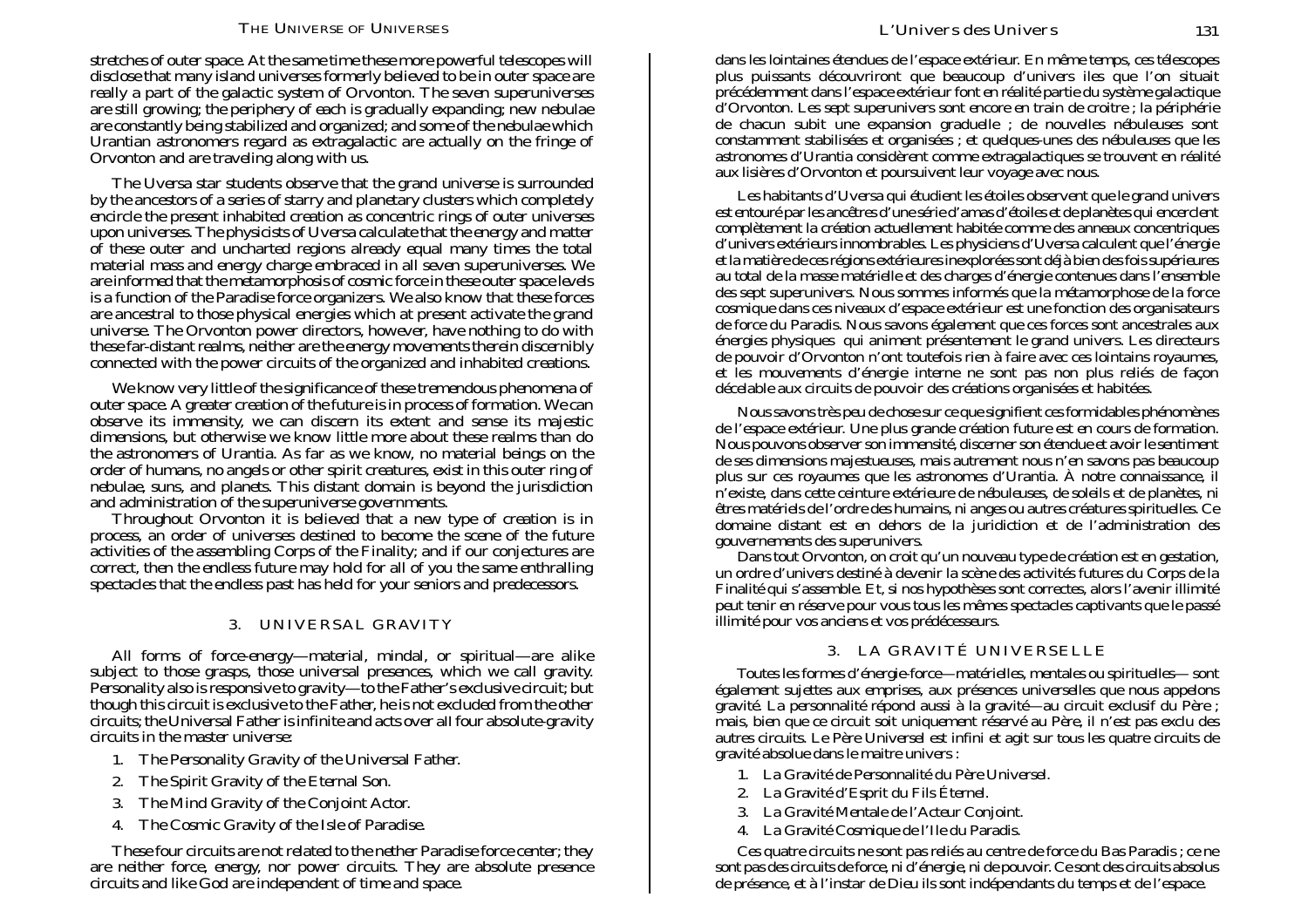stretches of outer space. At the same time these more powerful telescopes will disclose that many island universes formerly believed to be in outer space are really a part of the galactic system of Orvonton. The seven superuniverses are still growing; the periphery of each is gradually expanding; new nebulae are constantly being stabilized and organized; and some of the nebulae which Urantian astronomers regard as extragalactic are actually on the fringe of Orvonton and are traveling along with us.

The Uversa star students observe that the grand universe is surrounded by the ancestors of a series of starry and planetary clusters which completely encircle the present inhabited creation as concentric rings of outer universes upon universes. The physicists of Uversa calculate that the energy and matter of these outer and uncharted regions already equal many times the total material mass and energy charge embraced in all seven superuniverses. We are informed that the metamorphosis of cosmic force in these outer space levels is a function of the Paradise force organizers. We also know that these forces are ancestral to those physical energies which at present activate the grand universe. The Orvonton power directors, however, have nothing to do with these far-distant realms, neither are the energy movements therein discernibly connected with the power circuits of the organized and inhabited creations.

We know very little of the significance of these tremendous phenomena of outer space. A greater creation of the future is in process of formation. We can observe its immensity, we can discern its extent and sense its majestic dimensions, but otherwise we know little more about these realms than do the astronomers of Urantia. As far as we know, no material beings on the order of humans, no angels or other spirit creatures, exist in this outer ring of nebulae, suns, and planets. This distant domain is beyond the jurisdiction and administration of the superuniverse governments.

Throughout Orvonton it is believed that a new type of creation is in process, an order of universes destined to become the scene of the future activities of the assembling Corps of the Finality; and if our conjectures are correct, then the endless future may hold for all of you the same enthralling spectacles that the endless past has held for your seniors and predecessors.

## 3. UNIVERSAL GRAVITY

All forms of force-energy—material, mindal, or spiritual—are alike subject to those grasps, those universal presences, which we call gravity. Personality also is responsive to gravity—to the Father's exclusive circuit; but though this circuit is exclusive to the Father, he is not excluded from the other circuits; the Universal Father is infinite and acts over all four absolute-gravity circuits in the master universe:

1. The Personality Gravity of the Universal Father.
2. The Spirit Gravity of the Eternal Son.
3. The Mind Gravity of the Conjoint Actor.
4. The Cosmic Gravity of the Isle of Paradise.

These four circuits are not related to the nether Paradise force center; they are neither force, energy, nor power circuits. They are absolute presence circuits and like God are independent of time and space.

dans les lointaines étendues de l'espace extérieur. En même temps, ces télescopes plus puissants découvriront que beaucoup d'univers iles que l'on situait précédemment dans l'espace extérieur font en réalité partie du système galactique d'Orvonton. Les sept superunivers sont encore en train de croitre ; la périphérie de chacun subit une expansion graduelle ; de nouvelles nébuleuses sont constamment stabilisées et organisées ; et quelques-unes des nébuleuses que les astronomes d'Urantia considèrent comme extragalactiques se trouvent en réalité aux lisières d'Orvonton et poursuivent leur voyage avec nous.

Les habitants d'Uversa qui étudient les étoiles observent que le grand univers est entouré par les ancêtres d'une série d'amas d'étoiles et de planètes qui encerclent complètement la création actuellement habitée comme des anneaux concentriques d'univers extérieurs innombrables. Les physiciens d'Uversa calculent que l'énergie et la matière de ces régions extérieures inexplorées sont déjà bien des fois supérieures au total de la masse matérielle et des charges d'énergie contenues dans l'ensemble des sept superunivers. Nous sommes informés que la métamorphose de la force cosmique dans ces niveaux d'espace extérieur est une fonction des organisateurs de force du Paradis. Nous savons également que ces forces sont ancestrales aux énergies physiques qui animent présentement le grand univers. Les directeurs de pouvoir d'Orvonton n'ont toutefois rien à faire avec ces lointains royaumes, et les mouvements d'énergie interne ne sont pas non plus reliés de façon décelable aux circuits de pouvoir des créations organisées et habitées.

Nous savons très peu de chose sur ce que signifient ces formidables phénomènes de l'espace extérieur. Une plus grande création future est en cours de formation. Nous pouvons observer son immensité, discerner son étendue et avoir le sentiment de ses dimensions majestueuses, mais autrement nous n'en savons pas beaucoup plus sur ces royaumes que les astronomes d'Urantia. À notre connaissance, il n'existe, dans cette ceinture extérieure de nébuleuses, de soleils et de planètes, ni êtres matériels de l'ordre des humains, ni anges ou autres créatures spirituelles. Ce domaine distant est en dehors de la juridiction et de l'administration des gouvernements des superunivers.

Dans tout Orvonton, on croit qu'un nouveau type de création est en gestation, un ordre d'univers destiné à devenir la scène des activités futures du Corps de la Finalité qui s'assemble. Et, si nos hypothèses sont correctes, alors l'avenir illimité peut tenir en réserve pour vous tous les mêmes spectacles captivants que le passé illimité pour vos anciens et vos prédécesseurs.

## 3. LA GRAVITÉ UNIVERSELLE

Toutes les formes d'énergie-force—matérielles, mentales ou spirituelles— sont également sujettes aux emprises, aux présences universelles que nous appelons gravité. La personnalité répond aussi à la gravité—au circuit exclusif du Père ; mais, bien que ce circuit soit uniquement réservé au Père, il n'est pas exclu des autres circuits. Le Père Universel est infini et agit sur tous les quatre circuits de gravité absolue dans le maitre univers :

1. La Gravité de Personnalité du Père Universel.
2. La Gravité d'Esprit du Fils Éternel.
3. La Gravité Mentale de l'Acteur Conjoint.
4. La Gravité Cosmique de l'Ile du Paradis.

Ces quatre circuits ne sont pas reliés au centre de force du Bas Paradis ; ce ne sont pas des circuits de force, ni d'énergie, ni de pouvoir. Ce sont des circuits absolus de présence, et à l'instar de Dieu ils sont indépendants du temps et de l'espace.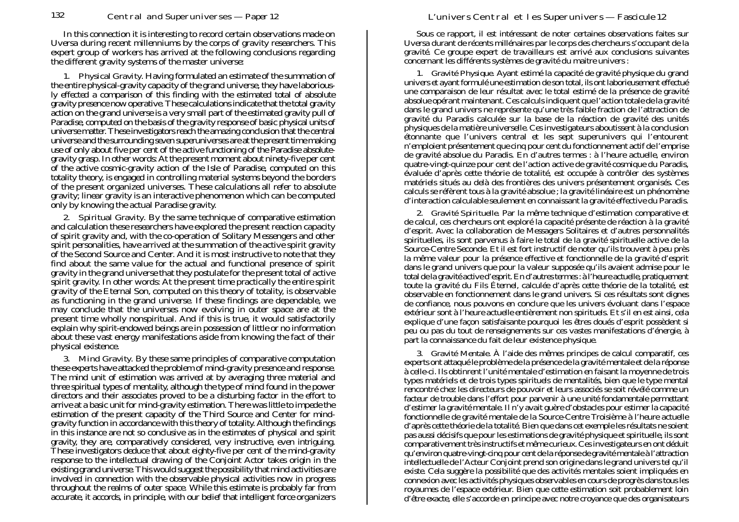In this connection it is interesting to record certain observations made on Uversa during recent millenniums by the corps of gravity researchers. This expert group of workers has arrived at the following conclusions regarding the different gravity systems of the master universe:

1. *Physical Gravity.* Having formulated an estimate of the summation of the entire physical-gravity capacity of the grand universe, they have laboriously effected a comparison of this finding with the estimated total of absolute gravity presence now operative. These calculations indicate that the total gravity action on the grand universe is a very small part of the estimated gravity pull of Paradise, computed on the basis of the gravity response of basic physical units of universe matter. These investigators reach the amazing conclusion that the central universe and the surrounding seven superuniverses are at the present time making use of only about five per cent of the active functioning of the Paradise absolute-gravity grasp. In other words: At the present moment about ninety-five per cent of the active cosmic-gravity action of the Isle of Paradise, computed on this totality theory, is engaged in controlling material systems beyond the borders of the present organized universes. These calculations all refer to absolute gravity; linear gravity is an interactive phenomenon which can be computed only by knowing the actual Paradise gravity.

2. *Spiritual Gravity.* By the same technique of comparative estimation and calculation these researchers have explored the present reaction capacity of spirit gravity and, with the co-operation of Solitary Messengers and other spirit personalities, have arrived at the summation of the active spirit gravity of the Second Source and Center. And it is most instructive to note that they find about the same value for the actual and functional presence of spirit gravity in the grand universe that they postulate for the present total of active spirit gravity. In other words: At the present time practically the entire spirit gravity of the Eternal Son, computed on this theory of totality, is observable as functioning in the grand universe. If these findings are dependable, we may conclude that the universes now evolving in outer space are at the present time wholly nonspiritual. And if this is true, it would satisfactorily explain why spirit-endowed beings are in possession of little or no information about these vast energy manifestations aside from knowing the fact of their physical existence.

3. *Mind Gravity.* By these same principles of comparative computation these experts have attacked the problem of mind-gravity presence and response. The mind unit of estimation was arrived at by averaging three material and three spiritual types of mentality, although the type of mind found in the power directors and their associates proved to be a disturbing factor in the effort to arrive at a basic unit for mind-gravity estimation. There was little to impede the estimation of the present capacity of the Third Source and Center for mind-gravity function in accordance with this theory of totality. Although the findings in this instance are not so conclusive as in the estimates of physical and spirit gravity, they are, comparatively considered, very instructive, even intriguing. These investigators deduce that about eighty-five per cent of the mind-gravity response to the intellectual drawing of the Conjoint Actor takes origin in the existing grand universe. This would suggest the possibility that mind activities are involved in connection with the observable physical activities now in progress throughout the realms of outer space. While this estimate is probably far from accurate, it accords, in principle, with our belief that intelligent force organizers

Sous ce rapport, il est intéressant de noter certaines observations faites sur Uversa durant de récents millénaires par le corps des chercheurs s'occupant de la gravité. Ce groupe expert de travailleurs est arrivé aux conclusions suivantes concernant les différents systèmes de gravité du maitre univers :

1. *Gravité Physique.* Ayant estimé la capacité de gravité physique du grand univers et ayant formulé une estimation de son total, ils ont laborieusement effectué une comparaison de leur résultat avec le total estimé de la présence de gravité absolue opérant maintenant. Ces calculs indiquent que l'action totale de la gravité dans le grand univers ne représente qu'une très faible fraction de l'attraction de gravité du Paradis calculée sur la base de la réaction de gravité des unités physiques de la matière universelle. Ces investigateurs aboutissent à la conclusion étonnante que l'univers central et les sept superunivers qui l'entourent n'emploient présentement que cinq pour cent du fonctionnement actif de l'emprise de gravité absolue du Paradis. En d'autres termes : à l'heure actuelle, environ quatre-vingt-quinze pour cent de l'action active de gravité cosmique du Paradis, évaluée d'après cette théorie de totalité, est occupée à contrôler des systèmes matériels situés au delà des frontières des univers présentement organisés. Ces calculs se réfèrent tous à la gravité absolue ; la gravité linéaire est un phénomène d'interaction calculable seulement en connaissant la gravité effective du Paradis.

2. *Gravité Spirituelle.* Par la même technique d'estimation comparative et de calcul, ces chercheurs ont exploré la capacité présente de réaction à la gravité d'esprit. Avec la collaboration de Messagers Solitaires et d'autres personnalités spirituelles, ils sont parvenus à faire le total de la gravité spirituelle active de la Source-Centre Seconde. Et il est fort instructif de noter qu'ils trouvent à peu près la même valeur pour la présence effective et fonctionnelle de la gravité d'esprit dans le grand univers que pour la valeur supposée qu'ils avaient admise pour le total de la gravité active d'esprit. En d'autres termes : à l'heure actuelle, pratiquement toute la gravité du Fils Éternel, calculée d'après cette théorie de la totalité, est observable en fonctionnement dans le grand univers. Si ces résultats sont dignes de confiance, nous pouvons en conclure que les univers évoluant dans l'espace extérieur sont à l'heure actuelle entièrement non spirituels. Et s'il en est ainsi, cela explique d'une façon satisfaisante pourquoi les êtres doués d'esprit possèdent si peu ou pas du tout de renseignements sur ces vastes manifestations d'énergie, à part la connaissance du fait de leur existence physique.

3. *Gravité Mentale.* À l'aide des mêmes principes de calcul comparatif, ces experts ont attaqué le problème de la présence de la gravité mentale et de la réponse à celle-ci. Ils obtinrent l'unité mentale d'estimation en faisant la moyenne de trois types matériels et de trois types spirituels de mentalités, bien que le type mental rencontré chez les directeurs de pouvoir et leurs associés se soit révélé comme un facteur de trouble dans l'effort pour parvenir à une unité fondamentale permettant d'estimer la gravité mentale. Il n'y avait guère d'obstacles pour estimer la capacité fonctionnelle de gravité mentale de la Source-Centre Troisième à l'heure actuelle d'après cette théorie de la totalité. Bien que dans cet exemple les résultats ne soient pas aussi décisifs que pour les estimations de gravité physique et spirituelle, ils sont comparativement très instructifs et même curieux. Ces investigateurs en ont déduit qu'environ quatre-vingt-cinq pour cent de la réponse de gravité mentale à l'attraction intellectuelle de l'Acteur Conjoint prend son origine dans le grand univers tel qu'il existe. Cela suggère la possibilité que des activités mentales soient impliquées en connexion avec les activités physiques observables en cours de progrès dans tous les royaumes de l'espace extérieur. Bien que cette estimation soit probablement loin d'être exacte, elle s'accorde en principe avec notre croyance que des organisateurs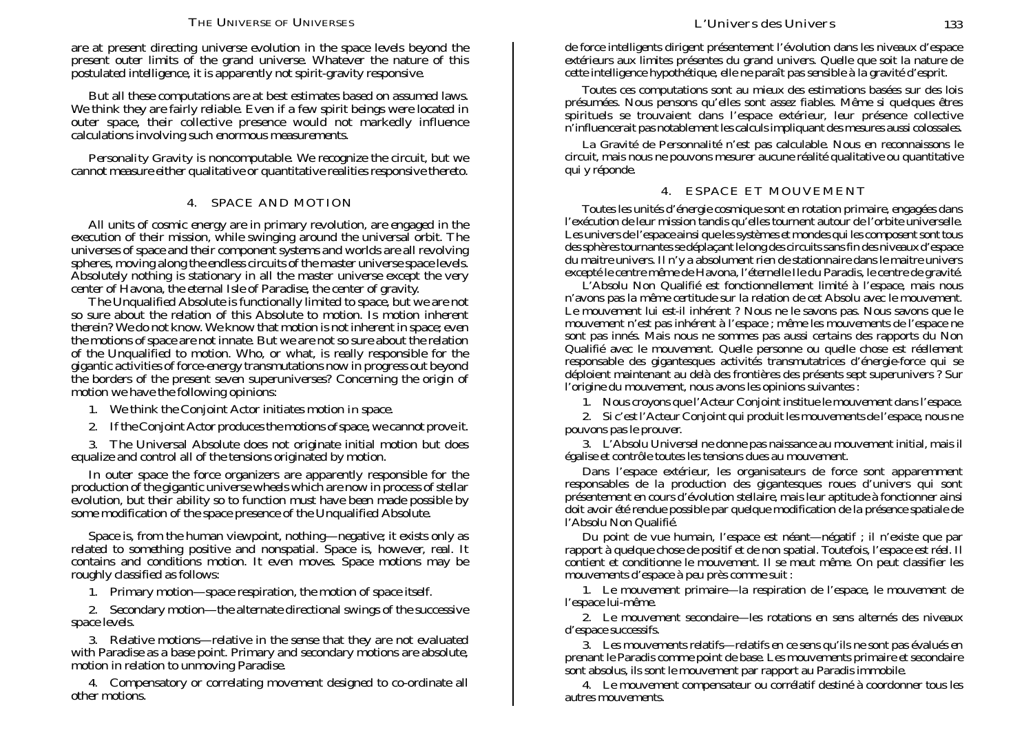are at present directing universe evolution in the space levels beyond the present outer limits of the grand universe. Whatever the nature of this postulated intelligence, it is apparently not spirit-gravity responsive.

But all these computations are at best estimates based on assumed laws. We think they are fairly reliable. Even if a few spirit beings were located in outer space, their collective presence would not markedly influence calculations involving such enormous measurements.

*Personality Gravity* is noncomputable. We recognize the circuit, but we cannot measure either qualitative or quantitative realities responsive thereto.

## 4. SPACE AND MOTION

All units of cosmic energy are in primary revolution, are engaged in the execution of their mission, while swinging around the universal orbit. The universes of space and their component systems and worlds are all revolving spheres, moving along the endless circuits of the master universe space levels. Absolutely nothing is stationary in all the master universe except the very center of Havona, the eternal Isle of Paradise, the center of gravity.

The Unqualified Absolute is functionally limited to space, but we are not so sure about the relation of this Absolute to motion. Is motion inherent therein? We do not know. We know that motion is not inherent in space; even the motions of space are not innate. But we are not so sure about the relation of the Unqualified to motion. Who, or what, is really responsible for the gigantic activities of force-energy transmutations now in progress out beyond the borders of the present seven superuniverses? Concerning the origin of motion we have the following opinions:

1. We think the Conjoint Actor initiates motion *in* space.

2. If the Conjoint Actor produces the motions *of* space, we cannot prove it.

3. The Universal Absolute does not originate initial motion but does equalize and control all of the tensions originated by motion.

In outer space the force organizers are apparently responsible for the production of the gigantic universe wheels which are now in process of stellar evolution, but their ability so to function must have been made possible by some modification of the space presence of the Unqualified Absolute.

Space is, from the human viewpoint, nothing—negative; it exists only as related to something positive and nonspatial. Space is, however, real. It contains and conditions motion. It even moves. Space motions may be roughly classified as follows:

1. Primary motion—space respiration, the motion of space itself.

2. Secondary motion—the alternate directional swings of the successive space levels.

3. Relative motions—relative in the sense that they are not evaluated with Paradise as a base point. Primary and secondary motions are absolute, motion in relation to unmoving Paradise.

4. Compensatory or correlating movement designed to co-ordinate all other motions.

de force intelligents dirigent présentement l'évolution dans les niveaux d'espace extérieurs aux limites présentes du grand univers. Quelle que soit la nature de cette intelligence hypothétique, elle ne paraît pas sensible à la gravité d'esprit.

Toutes ces computations sont au mieux des estimations basées sur des lois présumées. Nous pensons qu'elles sont assez fiables. Même si quelques êtres spirituels se trouvaient dans l'espace extérieur, leur présence collective n'influencerait pas notablement les calculs impliquant des mesures aussi colossales.

*La Gravité de Personnalité* n'est pas calculable. Nous en reconnaissons le circuit, mais nous ne pouvons mesurer aucune réalité qualitative ou quantitative qui y réponde.

## 4. ESPACE ET MOUVEMENT

Toutes les unités d'énergie cosmique sont en rotation primaire, engagées dans l'exécution de leur mission tandis qu'elles tournent autour de l'orbite universelle. Les univers de l'espace ainsi que les systèmes et mondes qui les composent sont tous des sphères tournantes se déplaçant le long des circuits sans fin des niveaux d'espace du maitre univers. Il n'y a absolument rien de stationnaire dans le maitre univers excepté le centre même de Havona, l'éternelle Ile du Paradis, le centre de gravité.

L'Absolu Non Qualifié est fonctionnellement limité à l'espace, mais nous n'avons pas la même certitude sur la relation de cet Absolu avec le mouvement. Le mouvement lui est-il inhérent ? Nous ne le savons pas. Nous savons que le mouvement n'est pas inhérent à l'espace ; même les mouvements de l'espace ne sont pas innés. Mais nous ne sommes pas aussi certains des rapports du Non Qualifié avec le mouvement. Quelle personne ou quelle chose est réellement responsable des gigantesques activités transmutatrices d'énergie-force qui se déploient maintenant au delà des frontières des présents sept superunivers ? Sur l'origine du mouvement, nous avons les opinions suivantes :

1. Nous croyons que l'Acteur Conjoint institue le mouvement *dans* l'espace.

2. Si c'est l'Acteur Conjoint qui produit les mouvements *de* l'espace, nous ne pouvons pas le prouver.

3. L'Absolu Universel ne donne pas naissance au mouvement initial, mais il égalise et contrôle toutes les tensions dues au mouvement.

Dans l'espace extérieur, les organisateurs de force sont apparemment responsables de la production des gigantesques roues d'univers qui sont présentement en cours d'évolution stellaire, mais leur aptitude à fonctionner ainsi doit avoir été rendue possible par quelque modification de la présence spatiale de l'Absolu Non Qualifié.

Du point de vue humain, l'espace est néant—négatif ; il n'existe que par rapport à quelque chose de positif et de non spatial. Toutefois, l'espace est réel. Il contient et conditionne le mouvement. Il se meut même. On peut classifier les mouvements d'espace à peu près comme suit :

1. Le mouvement primaire—la respiration de l'espace, le mouvement de l'espace lui-même.

2. Le mouvement secondaire—les rotations en sens alternés des niveaux d'espace successifs.

3. Les mouvements relatifs—relatifs en ce sens qu'ils ne sont pas évalués en prenant le Paradis comme point de base. Les mouvements primaire et secondaire sont absolus, ils sont le mouvement par rapport au Paradis immobile.

4. Le mouvement compensateur ou corrélatif destiné à coordonner tous les autres mouvements.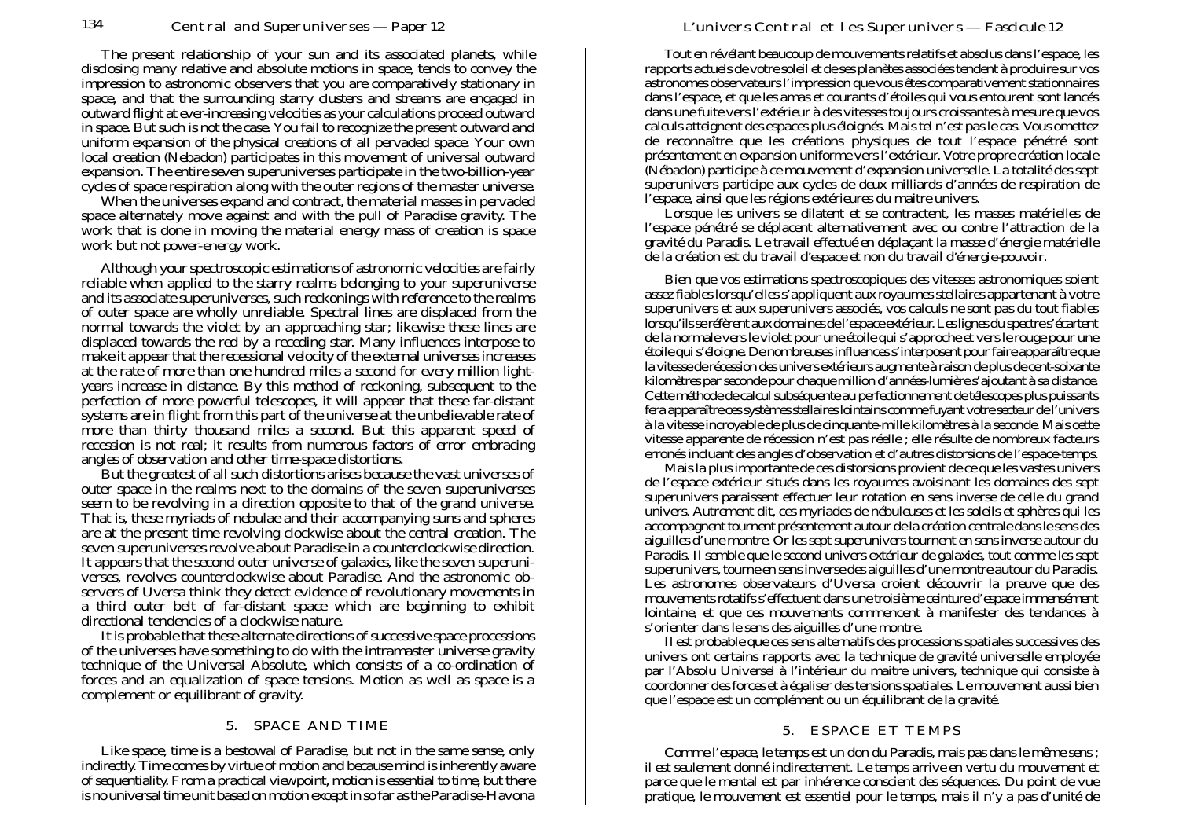The present relationship of your sun and its associated planets, while disclosing many relative and absolute motions in space, tends to convey the impression to astronomic observers that you are comparatively stationary in space, and that the surrounding starry clusters and streams are engaged in outward flight at ever-increasing velocities as your calculations proceed outward in space. But such is not the case. You fail to recognize the present outward and uniform expansion of the physical creations of all pervaded space. Your own local creation (Nebadon) participates in this movement of universal outward expansion. The entire seven superuniverses participate in the two-billion-year cycles of space respiration along with the outer regions of the master universe.

When the universes expand and contract, the material masses in pervaded space alternately move against and with the pull of Paradise gravity. The work that is done in moving the material energy mass of creation is *space* work but not *power-energy* work.

Although your spectroscopic estimations of astronomic velocities are fairly reliable when applied to the starry realms belonging to your superuniverse and its associate superuniverses, such reckonings with reference to the realms of outer space are wholly unreliable. Spectral lines are displaced from the normal towards the violet by an approaching star; likewise these lines are displaced towards the red by a receding star. Many influences interpose to make it appear that the recessional velocity of the external universes increases at the rate of more than one hundred miles a second for every million light-years increase in distance. By this method of reckoning, subsequent to the perfection of more powerful telescopes, it will appear that these far-distant systems are in flight from this part of the universe at the unbelievable rate of more than thirty thousand miles a second. But this apparent speed of recession is not real; it results from numerous factors of error embracing angles of observation and other time-space distortions.

But the greatest of all such distortions arises because the vast universes of outer space in the realms next to the domains of the seven superuniverses seem to be revolving in a direction opposite to that of the grand universe. That is, these myriads of nebulae and their accompanying suns and spheres are at the present time revolving clockwise about the central creation. The seven superuniverses revolve about Paradise in a counterclockwise direction. It appears that the second outer universe of galaxies, like the seven superuniverses, revolves counterclockwise about Paradise. And the astronomic observers of Uversa think they detect evidence of revolutionary movements in a third outer belt of far-distant space which are beginning to exhibit directional tendencies of a clockwise nature.

It is probable that these alternate directions of successive space processions of the universes have something to do with the intramaster universe gravity technique of the Universal Absolute, which consists of a co-ordination of forces and an equalization of space tensions. Motion as well as space is a complement or equilibrant of gravity.

## 5. SPACE AND TIME

Like space, time is a bestowal of Paradise, but not in the same sense, only indirectly. Time comes by virtue of motion and because mind is inherently aware of sequentiality. From a practical viewpoint, motion is essential to time, but there is no universal time unit based on motion except in so far as the Paradise-Havona

Tout en révélant beaucoup de mouvements relatifs et absolus dans l'espace, les rapports actuels de votre soleil et de ses planètes associées tendent à produire sur vos astronomes observateurs l'impression que vous êtes comparativement stationnaires dans l'espace, et que les amas et courants d'étoiles qui vous entourent sont lancés dans une fuite vers l'extérieur à des vitesses toujours croissantes à mesure que vos calculs atteignent des espaces plus éloignés. Mais tel n'est pas le cas. Vous omettez de reconnaître que les créations physiques de tout l'espace pénétré sont présentement en expansion uniforme vers l'extérieur. Votre propre création locale (Nébadon) participe à ce mouvement d'expansion universelle. La totalité des sept superunivers participe aux cycles de deux milliards d'années de respiration de l'espace, ainsi que les régions extérieures du maitre univers.

Lorsque les univers se dilatent et se contractent, les masses matérielles de l'espace pénétré se déplacent alternativement avec ou contre l'attraction de la gravité du Paradis. Le travail effectué en déplaçant la masse d'énergie matérielle de la création est du travail *d'espace* et non du travail *d'énergie-pouvoir*.

Bien que vos estimations spectroscopiques des vitesses astronomiques soient assez fiables lorsqu'elles s'appliquent aux royaumes stellaires appartenant à votre superunivers et aux superunivers associés, vos calculs ne sont pas du tout fiables lorsqu'ils se réfèrent aux domaines de l'espace extérieur. Les lignes du spectre s'écartent de la normale vers le violet pour une étoile qui s'approche et vers le rouge pour une étoile qui s'éloigne. De nombreuses influences s'interposent pour faire apparaître que la vitesse de récession des univers extérieurs augmente à raison de plus de cent-soixante kilomètres par seconde pour chaque million d'années-lumière s'ajoutant à sa distance. Cette méthode de calcul subséquente au perfectionnement de télescopes plus puissants fera apparaître ces systèmes stellaires lointains comme fuyant votre secteur de l'univers à la vitesse incroyable de plus de cinquante-mille kilomètres à la seconde. Mais cette vitesse apparente de récession n'est pas réelle ; elle résulte de nombreux facteurs erronés incluant des angles d'observation et d'autres distorsions de l'espace-temps.

Mais la plus importante de ces distorsions provient de ce que les vastes univers de l'espace extérieur situés dans les royaumes avoisinant les domaines des sept superunivers paraissent effectuer leur rotation en sens inverse de celle du grand univers. Autrement dit, ces myriades de nébuleuses et les soleils et sphères qui les accompagnent tournent présentement autour de la création centrale dans le sens des aiguilles d'une montre. Or les sept superunivers tournent en sens inverse autour du Paradis. Il semble que le second univers extérieur de galaxies, tout comme les sept superunivers, tourne en sens inverse des aiguilles d'une montre autour du Paradis. Les astronomes observateurs d'Uversa croient découvrir la preuve que des mouvements rotatifs s'effectuent dans une troisième ceinture d'espace immensément lointaine, et que ces mouvements commencent à manifester des tendances à s'orienter dans le sens des aiguilles d'une montre.

Il est probable que ces sens alternatifs des processions spatiales successives des univers ont certains rapports avec la technique de gravité universelle employée par l'Absolu Universel à l'intérieur du maitre univers, technique qui consiste à coordonner des forces et à égaliser des tensions spatiales. Le mouvement aussi bien que l'espace est un complément ou un équilibrant de la gravité.

## 5. ESPACE ET TEMPS

Comme l'espace, le temps est un don du Paradis, mais pas dans le même sens ; il est seulement donné indirectement. Le temps arrive en vertu du mouvement et parce que le mental est par inhérence conscient des séquences. Du point de vue pratique, le mouvement est essentiel pour le temps, mais il n'y a pas d'unité de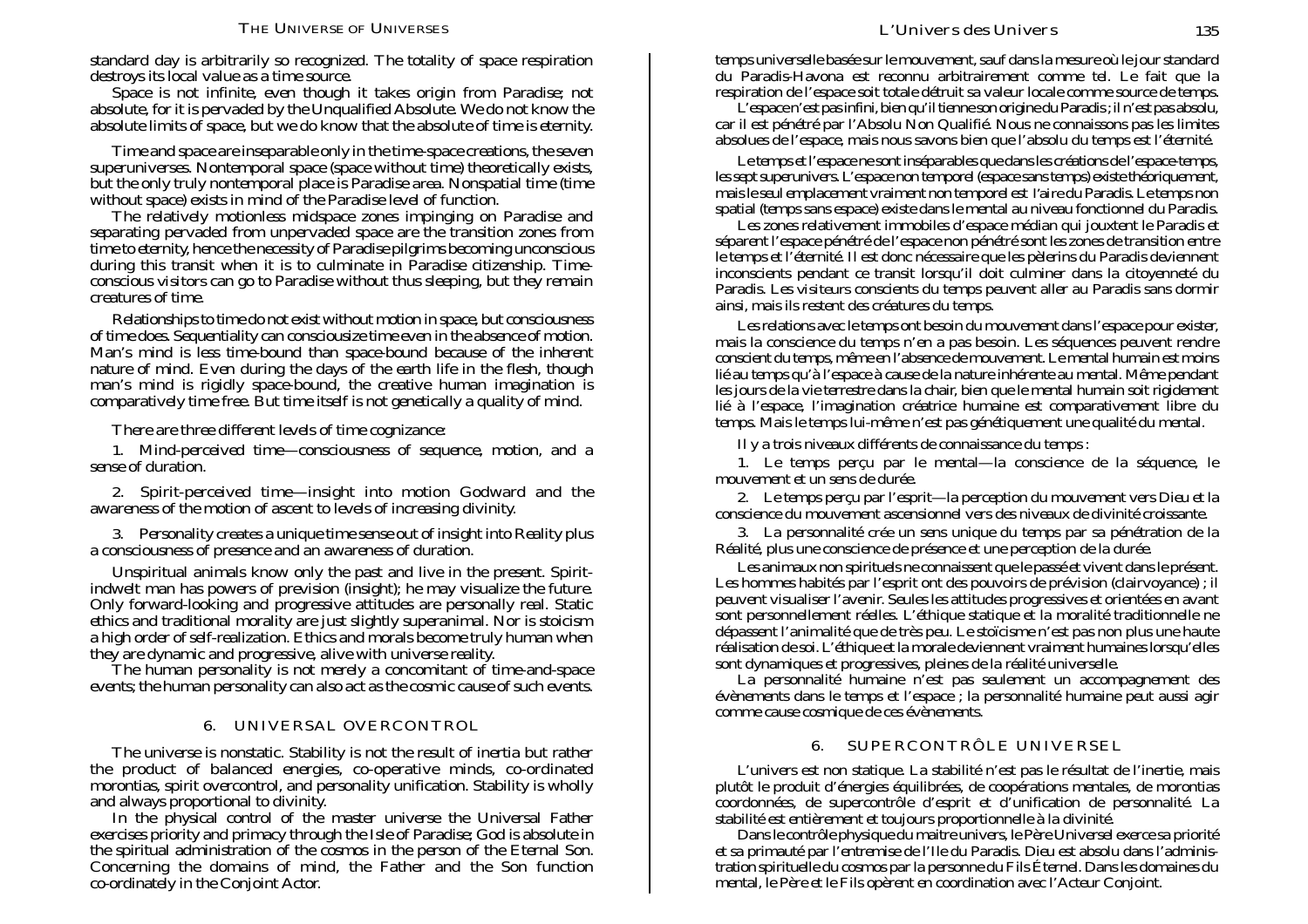standard day is arbitrarily so recognized. The totality of space respiration destroys its local value as a time source.

Space is not infinite, even though it takes origin from Paradise; not absolute, for it is pervaded by the Unqualified Absolute. We do not know the absolute limits of space, but we do know that the absolute of time is eternity.

Time and space are inseparable only in the time-space creations, the seven superuniverses. Nontemporal space (space without time) theoretically exists, but the only truly nontemporal place is Paradise area. Nonspatial time (time without space) exists in mind of the Paradise level of function.

The relatively motionless midspace zones impinging on Paradise and separating pervaded from unpervaded space are the transition zones from time to eternity, hence the necessity of Paradise pilgrims becoming unconscious during this transit when it is to culminate in Paradise citizenship. Time-conscious visitors can go to Paradise without thus sleeping, but they remain creatures of time.

Relationships to time do not exist without motion in space, but consciousness of time does. Sequentiality can consciousize time even in the absence of motion. Man's mind is less time-bound than space-bound because of the inherent nature of mind. Even during the days of the earth life in the flesh, though man's mind is rigidly space-bound, the creative human imagination is comparatively time free. But time itself is not genetically a quality of mind.

There are three different levels of time cognizance:

1. Mind-perceived time—consciousness of sequence, motion, and a sense of duration.

2. Spirit-perceived time—insight into motion Godward and the awareness of the motion of ascent to levels of increasing divinity.

3. Personality creates a unique time sense out of insight into Reality plus a consciousness of presence and an awareness of duration.

Unspiritual animals know only the past and live in the present. Spirit-indwelt man has powers of prevision (insight); he may visualize the future. Only forward-looking and progressive attitudes are personally real. Static ethics and traditional morality are just slightly superanimal. Nor is stoicism a high order of self-realization. Ethics and morals become truly human when they are dynamic and progressive, alive with universe reality.

The human personality is not merely a concomitant of time-and-space events; the human personality can also act as the cosmic cause of such events.

## 6. UNIVERSAL OVERCONTROL

The universe is nonstatic. Stability is not the result of inertia but rather the product of balanced energies, co-operative minds, co-ordinated morontias, spirit overcontrol, and personality unification. Stability is wholly and always proportional to divinity.

In the physical control of the master universe the Universal Father exercises priority and primacy through the Isle of Paradise; God is absolute in the spiritual administration of the cosmos in the person of the Eternal Son. Concerning the domains of mind, the Father and the Son function co-ordinately in the Conjoint Actor.

temps universelle basée sur le mouvement, sauf dans la mesure où le jour standard du Paradis-Havona est reconnu arbitrairement comme tel. Le fait que la respiration de l'espace soit totale détruit sa valeur locale comme source de temps.

L'espace n'est pas infini, bien qu'il tienne son origine du Paradis ; il n'est pas absolu, car il est pénétré par l'Absolu Non Qualifié. Nous ne connaissons pas les limites absolues de l'espace, mais nous savons bien que l'absolu du temps est l'éternité.

Le temps et l'espace ne sont inséparables que dans les créations de l'espace-temps, les sept superunivers. L'espace non temporel (espace sans temps) existe théoriquement, mais le seul emplacement vraiment non temporel est l'aire du Paradis. Le temps non spatial (temps sans espace) existe dans le mental au niveau fonctionnel du Paradis.

Les zones relativement immobiles d'espace médian qui jouxtent le Paradis et séparent l'espace pénétré de l'espace non pénétré sont les zones de transition entre le temps et l'éternité. Il est donc nécessaire que les pèlerins du Paradis deviennent inconscients pendant ce transit lorsqu'il doit culminer dans la citoyenneté du Paradis. Les visiteurs conscients du temps peuvent aller au Paradis sans dormir ainsi, mais ils restent des créatures du temps.

Les relations avec le temps ont besoin du mouvement dans l'espace pour exister, mais la conscience du temps n'en a pas besoin. Les séquences peuvent rendre conscient du temps, même en l'absence de mouvement. Le mental humain est moins lié au temps qu'à l'espace à cause de la nature inhérente au mental. Même pendant les jours de la vie terrestre dans la chair, bien que le mental humain soit rigidement lié à l'espace, l'imagination créatrice humaine est comparativement libre du temps. Mais le temps lui-même n'est pas génétiquement une qualité du mental.

Il y a trois niveaux différents de connaissance du temps :

1. Le temps perçu par le mental—la conscience de la séquence, le mouvement et un sens de durée.

2. Le temps perçu par l'esprit—la perception du mouvement vers Dieu et la conscience du mouvement ascensionnel vers des niveaux de divinité croissante.

3. La personnalité crée un sens unique du temps par sa pénétration de la Réalité, plus une conscience de présence et une perception de la durée.

Les animaux non spirituels ne connaissent que le passé et vivent dans le présent. Les hommes habités par l'esprit ont des pouvoirs de prévision (clairvoyance) ; il peuvent visualiser l'avenir. Seules les attitudes progressives et orientées en avant sont personnellement réelles. L'éthique statique et la moralité traditionnelle ne dépassent l'animalité que de très peu. Le stoïcisme n'est pas non plus une haute réalisation de soi. L'éthique et la morale deviennent vraiment humaines lorsqu'elles sont dynamiques et progressives, pleines de la réalité universelle.

La personnalité humaine n'est pas seulement un accompagnement des évènements dans le temps et l'espace ; la personnalité humaine peut aussi agir comme cause cosmique de ces évènements.

## 6. SUPERCONTRÔLE UNIVERSEL

L'univers est non statique. La stabilité n'est pas le résultat de l'inertie, mais plutôt le produit d'énergies équilibrées, de coopérations mentales, de morontias coordonnées, de supercontrôle d'esprit et d'unification de personnalité. La stabilité est entièrement et toujours proportionnelle à la divinité.

Dans le contrôle physique du maitre univers, le Père Universel exerce sa priorité et sa primauté par l'entremise de l'Ile du Paradis. Dieu est absolu dans l'administration spirituelle du cosmos par la personne du Fils Éternel. Dans les domaines du mental, le Père et le Fils opèrent en coordination avec l'Acteur Conjoint.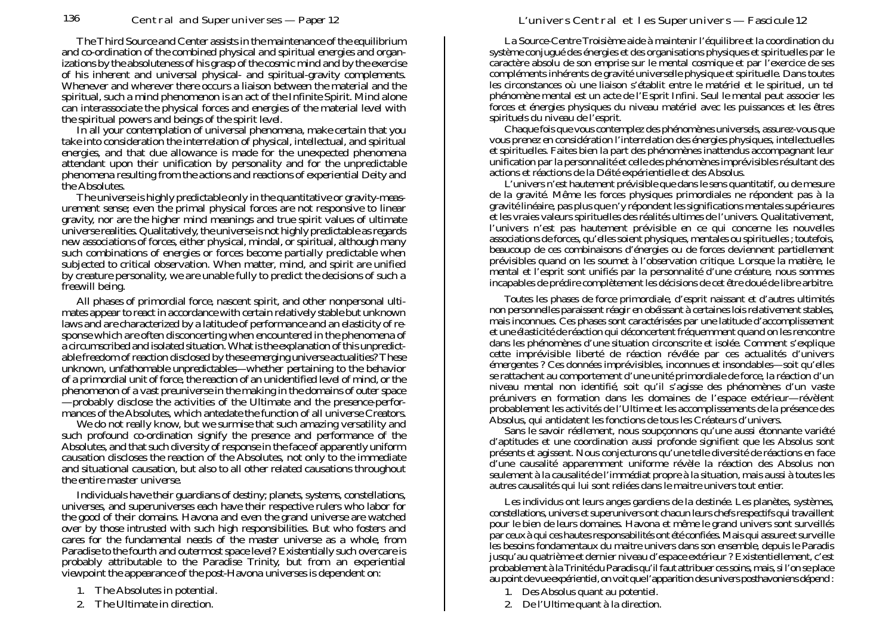The Third Source and Center assists in the maintenance of the equilibrium and co-ordination of the combined physical and spiritual energies and organizations by the absoluteness of his grasp of the cosmic mind and by the exercise of his inherent and universal physical- and spiritual-gravity complements. Whenever and wherever there occurs a liaison between the material and the spiritual, such a mind phenomenon is an act of the Infinite Spirit. Mind alone can interassociate the physical forces and energies of the material level with the spiritual powers and beings of the spirit level.

In all your contemplation of universal phenomena, make certain that you take into consideration the interrelation of physical, intellectual, and spiritual energies, and that due allowance is made for the unexpected phenomena attendant upon their unification by personality and for the unpredictable phenomena resulting from the actions and reactions of experiential Deity and the Absolutes.

The universe is highly predictable only in the quantitative or gravity-measurement sense; even the primal physical forces are not responsive to linear gravity, nor are the higher mind meanings and true spirit values of ultimate universe realities. Qualitatively, the universe is not highly predictable as regards new associations of forces, either physical, mindal, or spiritual, although many such combinations of energies or forces become partially predictable when subjected to critical observation. When matter, mind, and spirit are unified by creature personality, we are unable fully to predict the decisions of such a freewill being.

All phases of primordial force, nascent spirit, and other nonpersonal ultimates appear to react in accordance with certain relatively stable but unknown laws and are characterized by a latitude of performance and an elasticity of response which are often disconcerting when encountered in the phenomena of a circumscribed and isolated situation. What is the explanation of this unpredictable freedom of reaction disclosed by these emerging universe actualities? These unknown, unfathomable unpredictables—whether pertaining to the behavior of a primordial unit of force, the reaction of an unidentified level of mind, or the phenomenon of a vast preuniverse in the making in the domains of outer space—probably disclose the activities of the Ultimate and the presence-performances of the Absolutes, which antedate the function of all universe Creators.

We do not really know, but we surmise that such amazing versatility and such profound co-ordination signify the presence and performance of the Absolutes, and that such diversity of response in the face of apparently uniform causation discloses the reaction of the Absolutes, not only to the immediate and situational causation, but also to all other related causations throughout the entire master universe.

Individuals have their guardians of destiny; planets, systems, constellations, universes, and superuniverses each have their respective rulers who labor for the good of their domains. Havona and even the grand universe are watched over by those intrusted with such high responsibilities. But who fosters and cares for the fundamental needs of the master universe as a whole, from Paradise to the fourth and outermost space level? Existentially such overcare is probably attributable to the Paradise Trinity, but from an experiential viewpoint the appearance of the post-Havona universes is dependent on:

1. The Absolutes in potential.
2. The Ultimate in direction.

La Source-Centre Troisième aide à maintenir l'équilibre et la coordination du système conjugué des énergies et des organisations physiques et spirituelles par le caractère absolu de son emprise sur le mental cosmique et par l'exercice de ses compléments inhérents de gravité universelle physique et spirituelle. Dans toutes les circonstances où une liaison s'établit entre le matériel et le spirituel, un tel phénomène mental est un acte de l'Esprit Infini. Seul le mental peut associer les forces et énergies physiques du niveau matériel avec les puissances et les êtres spirituels du niveau de l'esprit.

Chaque fois que vous contemplez des phénomènes universels, assurez-vous que vous prenez en considération l'interrelation des énergies physiques, intellectuelles et spirituelles. Faites bien la part des phénomènes inattendus accompagnant leur unification par la personnalité et celle des phénomènes imprévisibles résultant des actions et réactions de la Déité expérientielle et des Absolus.

L'univers n'est hautement prévisible que dans le sens quantitatif, ou de mesure de la gravité. Même les forces physiques primordiales ne répondent pas à la gravité linéaire, pas plus que n'y répondent les significations mentales supérieures et les vraies valeurs spirituelles des réalités ultimes de l'univers. Qualitativement, l'univers n'est pas hautement prévisible en ce qui concerne les nouvelles associations de forces, qu'elles soient physiques, mentales ou spirituelles ; toutefois, beaucoup de ces combinaisons d'énergies ou de forces deviennent partiellement prévisibles quand on les soumet à l'observation critique. Lorsque la matière, le mental et l'esprit sont unifiés par la personnalité d'une créature, nous sommes incapables de prédire complètement les décisions de cet être doué de libre arbitre.

Toutes les phases de force primordiale, d'esprit naissant et d'autres ultimités non personnelles paraissent réagir en obéissant à certaines lois relativement stables, mais inconnues. Ces phases sont caractérisées par une latitude d'accomplissement et une élasticité de réaction qui déconcertent fréquemment quand on les rencontre dans les phénomènes d'une situation circonscrite et isolée. Comment s'explique cette imprévisible liberté de réaction révélée par ces actualités d'univers émergentes ? Ces données imprévisibles, inconnues et insondables—soit qu'elles se rattachent au comportement d'une unité primordiale de force, la réaction d'un niveau mental non identifié, soit qu'il s'agisse des phénomènes d'un vaste préunivers en formation dans les domaines de l'espace extérieur—révèlent probablement les activités de l'Ultime et les accomplissements de la présence des Absolus, qui antidatent les fonctions de tous les Créateurs d'univers.

Sans le savoir réellement, nous soupçonnons qu'une aussi étonnante variété d'aptitudes et une coordination aussi profonde signifient que les Absolus sont présents et agissent. Nous conjecturons qu'une telle diversité de réactions en face d'une causalité apparemment uniforme révèle la réaction des Absolus non seulement à la causalité de l'immédiat propre à la situation, mais aussi à toutes les autres causalités qui lui sont reliées dans le maitre univers tout entier.

Les individus ont leurs anges gardiens de la destinée. Les planètes, systèmes, constellations, univers et superunivers ont chacun leurs chefs respectifs qui travaillent pour le bien de leurs domaines. Havona et même le grand univers sont surveillés par ceux à qui ces hautes responsabilités ont été confiées. Mais qui assure et surveille les besoins fondamentaux du maitre univers dans son ensemble, depuis le Paradis jusqu'au quatrième et dernier niveau d'espace extérieur ? Existentiellement, c'est probablement à la Trinité du Paradis qu'il faut attribuer ces soins, mais, si l'on se place au point de vue expérientiel, on voit que l'apparition des univers posthavoniens dépend :

1. Des Absolus quant au potentiel.
2. De l'Ultime quant à la direction.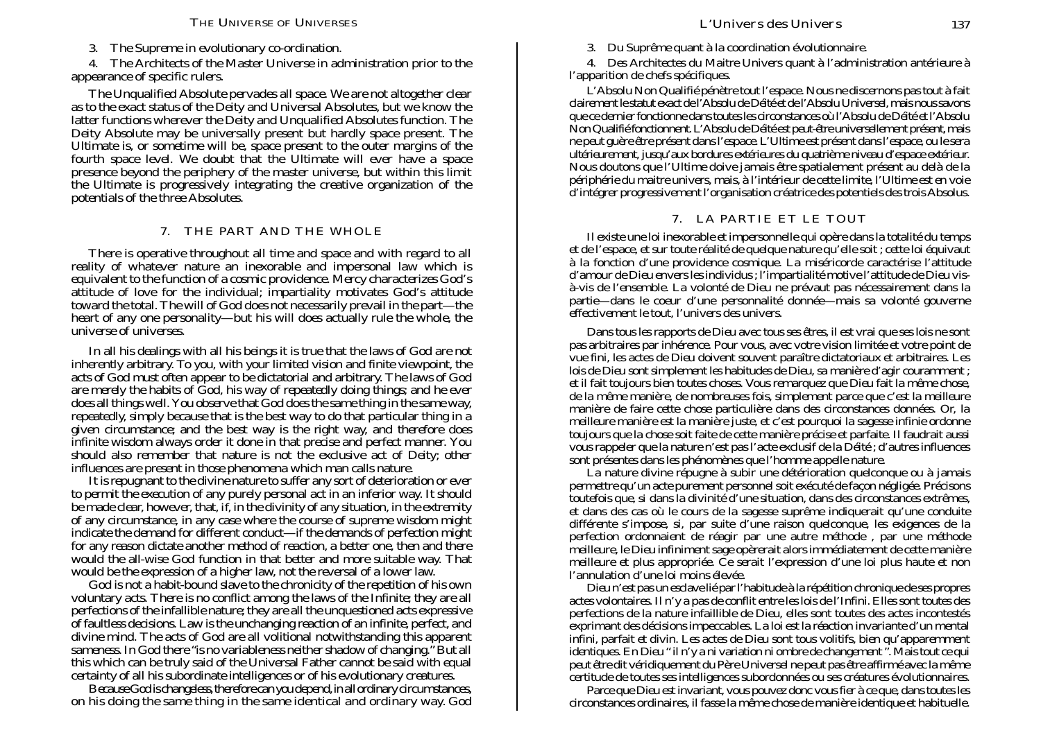3. The Supreme in evolutionary co-ordination.

4. The Architects of the Master Universe in administration prior to the appearance of specific rulers.

The Unqualified Absolute pervades all space. We are not altogether clear as to the exact status of the Deity and Universal Absolutes, but we know the latter functions wherever the Deity and Unqualified Absolutes function. The Deity Absolute may be universally present but hardly space present. The Ultimate is, or sometime will be, space present to the outer margins of the fourth space level. We doubt that the Ultimate will ever have a space presence beyond the periphery of the master universe, but within this limit the Ultimate is progressively integrating the creative organization of the potentials of the three Absolutes.

## 7. THE PART AND THE WHOLE

There is operative throughout all time and space and with regard to all reality of whatever nature an inexorable and impersonal law which is equivalent to the function of a cosmic providence. Mercy characterizes God's attitude of love for the individual; impartiality motivates God's attitude toward the total. The will of God does not necessarily prevail in the part—the heart of any one personality—but his will does actually rule the whole, the universe of universes.

In all his dealings with all his beings it is true that the laws of God are not inherently arbitrary. To you, with your limited vision and finite viewpoint, the acts of God must often appear to be dictatorial and arbitrary. The laws of God are merely the habits of God, his way of repeatedly doing things; and he ever does all things well. You observe that God does the same thing in the same way, repeatedly, simply because that is the best way to do that particular thing in a given circumstance; and the best way is the right way, and therefore does infinite wisdom always order it done in that precise and perfect manner. You should also remember that nature is not the exclusive act of Deity; other influences are present in those phenomena which man calls nature.

It is repugnant to the divine nature to suffer any sort of deterioration or ever to permit the execution of any purely personal act in an inferior way. It should be made clear, however, that, if, in the divinity of any situation, in the extremity of any circumstance, in any case where the course of supreme wisdom might indicate the demand for different conduct—if the demands of perfection might for any reason dictate another method of reaction, a better one, then and there would the all-wise God function in that better and more suitable way. That would be the expression of a higher law, not the reversal of a lower law.

God is not a habit-bound slave to the chronicity of the repetition of his own voluntary acts. There is no conflict among the laws of the Infinite; they are all perfections of the infallible nature; they are all the unquestioned acts expressive of faultless decisions. Law is the unchanging reaction of an infinite, perfect, and divine mind. The acts of God are all volitional notwithstanding this apparent sameness. In God there "is no variableness neither shadow of changing." But all this which can be truly said of the Universal Father cannot be said with equal certainty of all his subordinate intelligences or of his evolutionary creatures.

Because God is changeless, therefore can you depend, in all ordinary circumstances, on his doing the same thing in the same identical and ordinary way. God

3. Du Suprême quant à la coordination évolutionnaire.

4. Des Architectes du Maitre Univers quant à l'administration antérieure à l'apparition de chefs spécifiques.

L'Absolu Non Qualifié pénètre tout l'espace. Nous ne discernons pas tout à fait clairement le statut exact de l'Absolu de Déité et de l'Absolu Universel, mais nous savons que ce dernier fonctionne dans toutes les circonstances où l'Absolu de Déité et l'Absolu Non Qualifié fonctionnent. L'Absolu de Déité est peut-être universellement présent, mais ne peut guère être présent dans l'espace. L'Ultime est présent dans l'espace, ou le sera ultérieurement, jusqu'aux bordures extérieures du quatrième niveau d'espace extérieur. Nous doutons que l'Ultime doive jamais être spatialement présent au delà de la périphérie du maitre univers, mais, à l'intérieur de cette limite, l'Ultime est en voie d'intégrer progressivement l'organisation créatrice des potentiels des trois Absolus.

## 7. LA PARTIE ET LE TOUT

Il existe une loi inexorable et impersonnelle qui opère dans la totalité du temps et de l'espace, et sur toute réalité de quelque nature qu'elle soit ; cette loi équivaut à la fonction d'une providence cosmique. La miséricorde caractérise l'attitude d'amour de Dieu envers les individus ; l'impartialité motive l'attitude de Dieu vis-à-vis de l'ensemble. La volonté de Dieu ne prévaut pas nécessairement dans la partie—dans le coeur d'une personnalité donnée—mais sa volonté gouverne effectivement le tout, l'univers des univers.

Dans tous les rapports de Dieu avec tous ses êtres, il est vrai que ses lois ne sont pas arbitraires par inhérence. Pour vous, avec votre vision limitée et votre point de vue fini, les actes de Dieu doivent souvent paraître dictatoriaux et arbitraires. Les lois de Dieu sont simplement les habitudes de Dieu, sa manière d'agir couramment ; et il fait toujours bien toutes choses. Vous remarquez que Dieu fait la même chose, de la même manière, de nombreuses fois, simplement parce que c'est la meilleure manière de faire cette chose particulière dans des circonstances données. Or, la meilleure manière est la manière juste, et c'est pourquoi la sagesse infinie ordonne toujours que la chose soit faite de cette manière précise et parfaite. Il faudrait aussi vous rappeler que la nature n'est pas l'acte exclusif de la Déité ; d'autres influences sont présentes dans les phénomènes que l'homme appelle nature.

La nature divine répugne à subir une détérioration quelconque ou à jamais permettre qu'un acte purement personnel soit exécuté de façon négligée. Précisons toutefois que, si dans la divinité d'une situation, dans des circonstances extrêmes, et dans des cas où le cours de la sagesse suprême indiquerait qu'une conduite différente s'impose, si, par suite d'une raison quelconque, les exigences de la perfection ordonnaient de réagir par une autre méthode , par une méthode meilleure, le Dieu infiniment sage opèrerait alors immédiatement de cette manière meilleure et plus appropriée. Ce serait l'expression d'une loi plus haute et non l'annulation d'une loi moins élevée.

Dieu n'est pas un esclave lié par l'habitude à la répétition chronique de ses propres actes volontaires. Il n'y a pas de conflit entre les lois de l'Infini. Elles sont toutes des perfections de la nature infaillible de Dieu, elles sont toutes des actes incontestés exprimant des décisions impeccables. La loi est la réaction invariante d'un mental infini, parfait et divin. Les actes de Dieu sont tous volitifs, bien qu'apparemment identiques. En Dieu " il n'y a ni variation ni ombre de changement ". Mais tout ce qui peut être dit véridiquement du Père Universel ne peut pas être affirmé avec la même certitude de toutes ses intelligences subordonnées ou ses créatures évolutionnaires.

Parce que Dieu est invariant, vous pouvez donc vous fier à ce que, dans toutes les circonstances ordinaires, il fasse la même chose de manière identique et habituelle.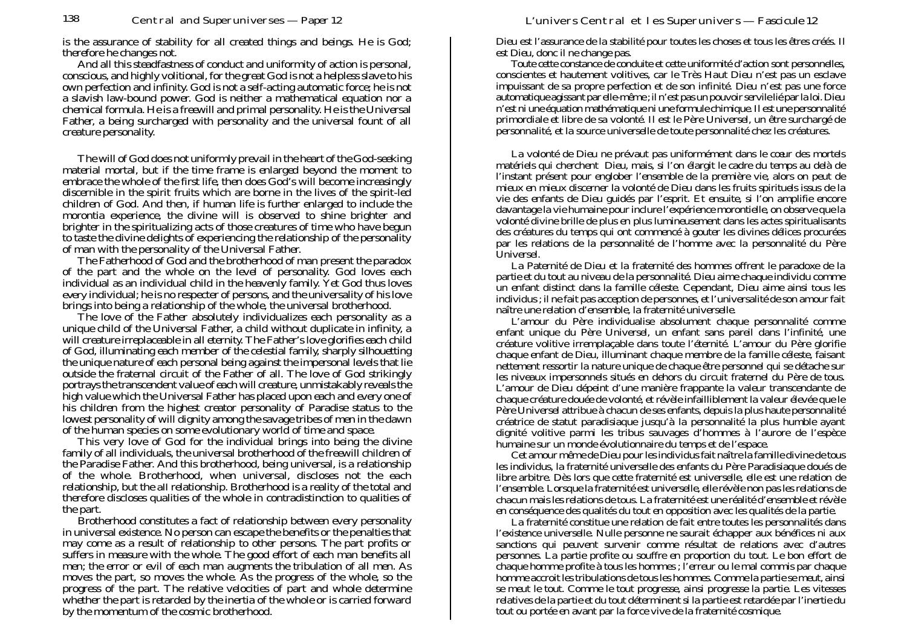is the assurance of stability for all created things and beings. He is God; therefore he changes not.

And all this steadfastness of conduct and uniformity of action is personal, conscious, and highly volitional, for the great God is not a helpless slave to his own perfection and infinity. God is not a self-acting automatic force; he is not a slavish law-bound power. God is neither a mathematical equation nor a chemical formula. He is a freewill and primal personality. He is the Universal Father, a being surcharged with personality and the universal fount of all creature personality.

The will of God does not uniformly prevail in the heart of the God-seeking material mortal, but if the time frame is enlarged beyond the moment to embrace the whole of the first life, then does God's will become increasingly discernible in the spirit fruits which are borne in the lives of the spirit-led children of God. And then, if human life is further enlarged to include the morontia experience, the divine will is observed to shine brighter and brighter in the spiritualizing acts of those creatures of time who have begun to taste the divine delights of experiencing the relationship of the personality of man with the personality of the Universal Father.

The Fatherhood of God and the brotherhood of man present the paradox of the part and the whole on the level of personality. God loves each individual as an individual child in the heavenly family. Yet God thus loves every individual; he is no respecter of persons, and the universality of his love brings into being a relationship of the whole, the universal brotherhood.

The love of the Father absolutely individualizes each personality as a unique child of the Universal Father, a child without duplicate in infinity, a will creature irreplaceable in all eternity. The Father's love glorifies each child of God, illuminating each member of the celestial family, sharply silhouetting the unique nature of each personal being against the impersonal levels that lie outside the fraternal circuit of the Father of all. The love of God strikingly portrays the transcendent value of each will creature, unmistakably reveals the high value which the Universal Father has placed upon each and every one of his children from the highest creator personality of Paradise status to the lowest personality of will dignity among the savage tribes of men in the dawn of the human species on some evolutionary world of time and space.

This very love of God for the individual brings into being the divine family of all individuals, the universal brotherhood of the freewill children of the Paradise Father. And this brotherhood, being universal, is a relationship of the whole. Brotherhood, when universal, discloses not the each relationship, but the all relationship. Brotherhood is a reality of the total and therefore discloses qualities of the whole in contradistinction to qualities of the part.

Brotherhood constitutes a fact of relationship between every personality in universal existence. No person can escape the benefits or the penalties that may come as a result of relationship to other persons. The part profits or suffers in measure with the whole. The good effort of each man benefits all men; the error or evil of each man augments the tribulation of all men. As moves the part, so moves the whole. As the progress of the whole, so the progress of the part. The relative velocities of part and whole determine whether the part is retarded by the inertia of the whole or is carried forward by the momentum of the cosmic brotherhood.

Dieu est l'assurance de la stabilité pour toutes les choses et tous les êtres créés. Il est Dieu, donc il ne change pas.

Toute cette constance de conduite et cette uniformité d'action sont personnelles, conscientes et hautement volitives, car le Très Haut Dieu n'est pas un esclave impuissant de sa propre perfection et de son infinité. Dieu n'est pas une force automatique agissant par elle-même ; il n'est pas un pouvoir servile lié par la loi. Dieu n'est ni une équation mathématique ni une formule chimique. Il est une personnalité primordiale et libre de sa volonté. Il est le Père Universel, un être surchargé de personnalité, et la source universelle de toute personnalité chez les créatures.

La volonté de Dieu ne prévaut pas uniformément dans le cœur des mortels matériels qui cherchent Dieu, mais, si l'on élargit le cadre du temps au delà de l'instant présent pour englober l'ensemble de la première vie, alors on peut de mieux en mieux discerner la volonté de Dieu dans les fruits spirituels issus de la vie des enfants de Dieu guidés par l'esprit. Et ensuite, si l'on amplifie encore davantage la vie humaine pour inclure l'expérience morontielle, on observe que la volonté divine brille de plus en plus lumineusement dans les actes spiritualisants des créatures du temps qui ont commencé à gouter les divines délices procurées par les relations de la personnalité de l'homme avec la personnalité du Père Universel.

La Paternité de Dieu et la fraternité des hommes offrent le paradoxe de la partie et du tout au niveau de la personnalité. Dieu aime chaque individu comme un enfant distinct dans la famille céleste. Cependant, Dieu aime ainsi tous les individus ; il ne fait pas acception de personnes, et l'universalité de son amour fait naître une relation d'ensemble, la fraternité universelle.

L'amour du Père individualise absolument chaque personnalité comme enfant unique du Père Universel, un enfant sans pareil dans l'infinité, une créature volitive irremplaçable dans toute l'éternité. L'amour du Père glorifie chaque enfant de Dieu, illuminant chaque membre de la famille céleste, faisant nettement ressortir la nature unique de chaque être personnel qui se détache sur les niveaux impersonnels situés en dehors du circuit fraternel du Père de tous. L'amour de Dieu dépeint d'une manière frappante la valeur transcendante de chaque créature douée de volonté, et révèle infailliblement la valeur élevée que le Père Universel attribue à chacun de ses enfants, depuis la plus haute personnalité créatrice de statut paradisiaque jusqu'à la personnalité la plus humble ayant dignité volitive parmi les tribus sauvages d'hommes à l'aurore de l'espèce humaine sur un monde évolutionnaire du temps et de l'espace.

Cet amour même de Dieu pour les individus fait naître la famille divine de tous les individus, la fraternité universelle des enfants du Père Paradisiaque doués de libre arbitre. Dès lors que cette fraternité est universelle, elle est une relation de l'ensemble. Lorsque la fraternité est universelle, elle révèle non pas les relations de chacun mais les relations de tous. La fraternité est une réalité d'ensemble et révèle en conséquence des qualités du tout en opposition avec les qualités de la partie.

La fraternité constitue une relation de fait entre toutes les personnalités dans l'existence universelle. Nulle personne ne saurait échapper aux bénéfices ni aux sanctions qui peuvent survenir comme résultat de relations avec d'autres personnes. La partie profite ou souffre en proportion du tout. Le bon effort de chaque homme profite à tous les hommes ; l'erreur ou le mal commis par chaque homme accroit les tribulations de tous les hommes. Comme la partie se meut, ainsi se meut le tout. Comme le tout progresse, ainsi progresse la partie. Les vitesses relatives de la partie et du tout déterminent si la partie est retardée par l'inertie du tout ou portée en avant par la force vive de la fraternité cosmique.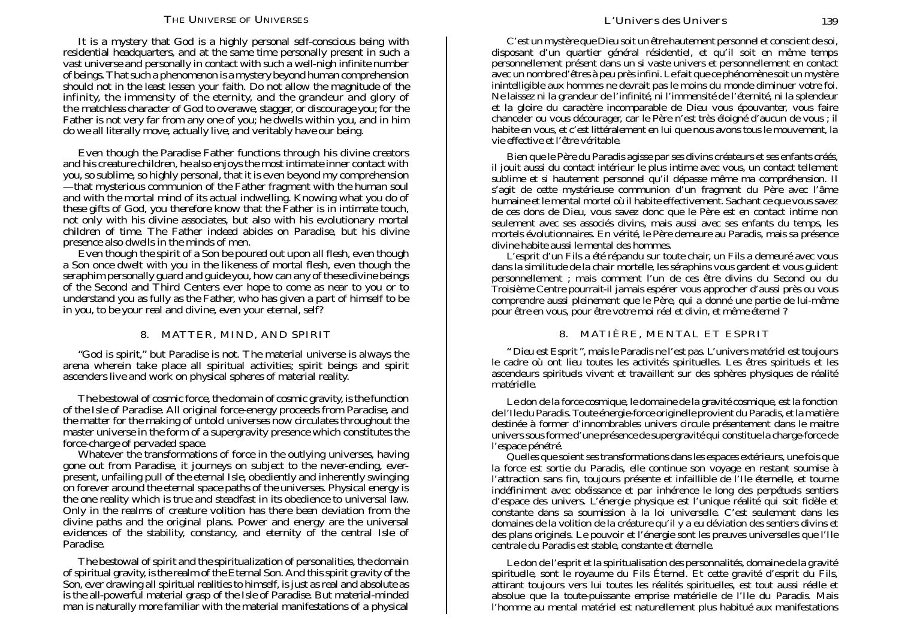It is a mystery that God is a highly personal self-conscious being with residential headquarters, and at the same time personally present in such a vast universe and personally in contact with such a well-nigh infinite number of beings. That such a phenomenon is a mystery beyond human comprehension should not in the least lessen your faith. Do not allow the magnitude of the infinity, the immensity of the eternity, and the grandeur and glory of the matchless character of God to overawe, stagger, or discourage you; for the Father is not very far from any one of you; he dwells within you, and in him do we all literally move, actually live, and veritably have our being.

Even though the Paradise Father functions through his divine creators and his creature children, he also enjoys the most intimate inner contact with you, so sublime, so highly personal, that it is even beyond my comprehension —that mysterious communion of the Father fragment with the human soul and with the mortal mind of its actual indwelling. Knowing what you do of these gifts of God, you therefore know that the Father is in intimate touch, not only with his divine associates, but also with his evolutionary mortal children of time. The Father indeed abides on Paradise, but his divine presence also dwells in the minds of men.

Even though the spirit of a Son be poured out upon all flesh, even though a Son once dwelt with you in the likeness of mortal flesh, even though the seraphim personally guard and guide you, how can any of these divine beings of the Second and Third Centers ever hope to come as near to you or to understand you as fully as the Father, who has given a part of himself to be in you, to be your real and divine, even your eternal, self?

## 8. MATTER, MIND, AND SPIRIT

"God is spirit," but Paradise is not. The material universe is always the arena wherein take place all spiritual activities; spirit beings and spirit ascenders live and work on physical spheres of material reality.

The bestowal of cosmic force, the domain of cosmic gravity, is the function of the Isle of Paradise. All original force-energy proceeds from Paradise, and the matter for the making of untold universes now circulates throughout the master universe in the form of a supergravity presence which constitutes the force-charge of pervaded space.

Whatever the transformations of force in the outlying universes, having gone out from Paradise, it journeys on subject to the never-ending, ever-present, unfailing pull of the eternal Isle, obediently and inherently swinging on forever around the eternal space paths of the universes. Physical energy is the one reality which is true and steadfast in its obedience to universal law. Only in the realms of creature volition has there been deviation from the divine paths and the original plans. Power and energy are the universal evidences of the stability, constancy, and eternity of the central Isle of Paradise.

The bestowal of spirit and the spiritualization of personalities, the domain of spiritual gravity, is the realm of the Eternal Son. And this spirit gravity of the Son, ever drawing all spiritual realities to himself, is just as real and absolute as is the all-powerful material grasp of the Isle of Paradise. But material-minded man is naturally more familiar with the material manifestations of a physical

C'est un mystère que Dieu soit un être hautement personnel et conscient de soi, disposant d'un quartier général résidentiel, et qu'il soit en même temps personnellement présent dans un si vaste univers et personnellement en contact avec un nombre d'êtres à peu près infini. Le fait que ce phénomène soit un mystère inintelligible aux hommes ne devrait pas le moins du monde diminuer votre foi. Ne laissez ni la grandeur de l'infinité, ni l'immensité de l'éternité, ni la splendeur et la gloire du caractère incomparable de Dieu vous épouvanter, vous faire chanceler ou vous décourager, car le Père n'est très éloigné d'aucun de vous ; il habite en vous, et c'est littéralement en lui que nous avons tous le mouvement, la vie effective et l'être véritable.

Bien que le Père du Paradis agisse par ses divins créateurs et ses enfants créés, il jouit aussi du contact intérieur le plus intime avec vous, un contact tellement sublime et si hautement personnel qu'il dépasse même ma compréhension. Il s'agit de cette mystérieuse communion d'un fragment du Père avec l'âme humaine et le mental mortel où il habite effectivement. Sachant ce que vous savez de ces dons de Dieu, vous savez donc que le Père est en contact intime non seulement avec ses associés divins, mais aussi avec ses enfants du temps, les mortels évolutionnaires. En vérité, le Père demeure au Paradis, mais sa présence divine habite aussi le mental des hommes.

L'esprit d'un Fils a été répandu sur toute chair, un Fils a demeuré avec vous dans la similitude de la chair mortelle, les séraphins vous gardent et vous guident personnellement ; mais comment l'un de ces être divins du Second ou du Troisième Centre pourrait-il jamais espérer vous approcher d'aussi près ou vous comprendre aussi pleinement que le Père, qui a donné une partie de lui-même pour être en vous, pour être votre moi réel et divin, et même éternel ?

## 8. MATIÈRE, MENTAL ET ESPRIT

" Dieu est Esprit ", mais le Paradis ne l'est pas. L'univers matériel est toujours le cadre où ont lieu toutes les activités spirituelles. Les êtres spirituels et les ascendeurs spirituels vivent et travaillent sur des sphères physiques de réalité matérielle.

Le don de la force cosmique, le domaine de la gravité cosmique, est la fonction de l'Ile du Paradis. Toute énergie-force originelle provient du Paradis, et la matière destinée à former d'innombrables univers circule présentement dans le maitre univers sous forme d'une présence de supergravité qui constitue la charge-force de l'espace pénétré.

Quelles que soient ses transformations dans les espaces extérieurs, une fois que la force est sortie du Paradis, elle continue son voyage en restant soumise à l'attraction sans fin, toujours présente et infaillible de l'Ile éternelle, et tourne indéfiniment avec obéissance et par inhérence le long des perpétuels sentiers d'espace des univers. L'énergie physique est l'unique réalité qui soit fidèle et constante dans sa soumission à la loi universelle. C'est seulement dans les domaines de la volition de la créature qu'il y a eu déviation des sentiers divins et des plans originels. Le pouvoir et l'énergie sont les preuves universelles que l'Ile centrale du Paradis est stable, constante et éternelle.

Le don de l'esprit et la spiritualisation des personnalités, domaine de la gravité spirituelle, sont le royaume du Fils Éternel. Et cette gravité d'esprit du Fils, attirant toujours vers lui toutes les réalités spirituelles, est tout aussi réelle et absolue que la toute-puissante emprise matérielle de l'Ile du Paradis. Mais l'homme au mental matériel est naturellement plus habitué aux manifestations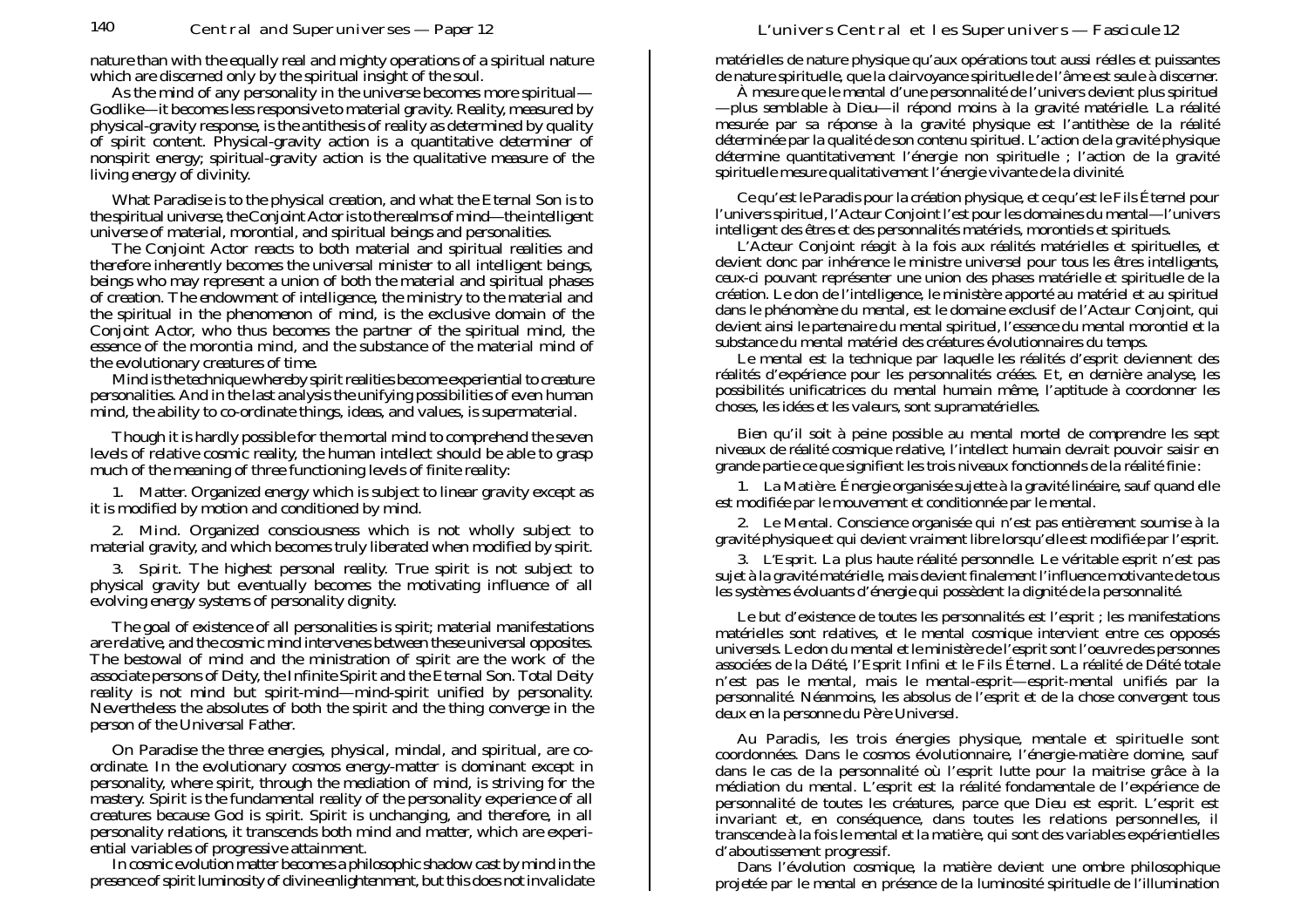nature than with the equally real and mighty operations of a spiritual nature which are discerned only by the spiritual insight of the soul.

As the mind of any personality in the universe becomes more spiritual—Godlike—it becomes less responsive to material gravity. Reality, measured by physical-gravity response, is the antithesis of reality as determined by quality of spirit content. Physical-gravity action is a quantitative determiner of nonspirit energy; spiritual-gravity action is the qualitative measure of the living energy of divinity.

What Paradise is to the physical creation, and what the Eternal Son is to the spiritual universe, the Conjoint Actor is to the realms of mind—the intelligent universe of material, morontial, and spiritual beings and personalities.

The Conjoint Actor reacts to both material and spiritual realities and therefore inherently becomes the universal minister to all intelligent beings, beings who may represent a union of both the material and spiritual phases of creation. The endowment of intelligence, the ministry to the material and the spiritual in the phenomenon of mind, is the exclusive domain of the Conjoint Actor, who thus becomes the partner of the spiritual mind, the essence of the morontia mind, and the substance of the material mind of the evolutionary creatures of time.

Mind is the technique whereby spirit realities become experiential to creature personalities. And in the last analysis the unifying possibilities of even human mind, the ability to co-ordinate things, ideas, and values, is supermaterial.

Though it is hardly possible for the mortal mind to comprehend the seven levels of relative cosmic reality, the human intellect should be able to grasp much of the meaning of three functioning levels of finite reality:

1. *Matter.* Organized energy which is subject to linear gravity except as it is modified by motion and conditioned by mind.

2. *Mind.* Organized consciousness which is not wholly subject to material gravity, and which becomes truly liberated when modified by spirit.

3. *Spirit.* The highest personal reality. True spirit is not subject to physical gravity but eventually becomes the motivating influence of all evolving energy systems of personality dignity.

The goal of existence of all personalities is spirit; material manifestations are relative, and the cosmic mind intervenes between these universal opposites. The bestowal of mind and the ministration of spirit are the work of the associate persons of Deity, the Infinite Spirit and the Eternal Son. Total Deity reality is not mind but spirit-mind—mind-spirit unified by personality. Nevertheless the absolutes of both the spirit and the thing converge in the person of the Universal Father.

On Paradise the three energies, physical, mindal, and spiritual, are co-ordinate. In the evolutionary cosmos energy-matter is dominant except in personality, where spirit, through the mediation of mind, is striving for the mastery. Spirit is the fundamental reality of the personality experience of all creatures because God is spirit. Spirit is unchanging, and therefore, in all personality relations, it transcends both mind and matter, which are experiential variables of progressive attainment.

In cosmic evolution matter becomes a philosophic shadow cast by mind in the presence of spirit luminosity of divine enlightenment, but this does not invalidate

matérielles de nature physique qu'aux opérations tout aussi réelles et puissantes de nature spirituelle, que la clairvoyance spirituelle de l'âme est seule à discerner.

À mesure que le mental d'une personnalité de l'univers devient plus spirituel —plus semblable à Dieu—il répond moins à la gravité matérielle. La réalité mesurée par sa réponse à la gravité physique est l'antithèse de la réalité déterminée par la qualité de son contenu spirituel. L'action de la gravité physique détermine quantitativement l'énergie non spirituelle ; l'action de la gravité spirituelle mesure qualitativement l'énergie vivante de la divinité.

Ce qu'est le Paradis pour la création physique, et ce qu'est le Fils Éternel pour l'univers spirituel, l'Acteur Conjoint l'est pour les domaines du mental—l'univers intelligent des êtres et des personnalités matériels, morontiels et spirituels.

L'Acteur Conjoint réagit à la fois aux réalités matérielles et spirituelles, et devient donc par inhérence le ministre universel pour tous les êtres intelligents, ceux-ci pouvant représenter une union des phases matérielle et spirituelle de la création. Le don de l'intelligence, le ministère apporté au matériel et au spirituel dans le phénomène du mental, est le domaine exclusif de l'Acteur Conjoint, qui devient ainsi le partenaire du mental spirituel, l'essence du mental morontiel et la substance du mental matériel des créatures évolutionnaires du temps.

Le mental est la technique par laquelle les réalités d'esprit deviennent des réalités d'expérience pour les personnalités créées. Et, en dernière analyse, les possibilités unificatrices du mental humain même, l'aptitude à coordonner les choses, les idées et les valeurs, sont supramatérielles.

Bien qu'il soit à peine possible au mental mortel de comprendre les sept niveaux de réalité cosmique relative, l'intellect humain devrait pouvoir saisir en grande partie ce que signifient les trois niveaux fonctionnels de la réalité finie :

1. *La Matière.* Énergie organisée sujette à la gravité linéaire, sauf quand elle est modifiée par le mouvement et conditionnée par le mental.

2. *Le Mental.* Conscience organisée qui n'est pas entièrement soumise à la gravité physique et qui devient vraiment libre lorsqu'elle est modifiée par l'esprit.

3. *L'Esprit.* La plus haute réalité personnelle. Le véritable esprit n'est pas sujet à la gravité matérielle, mais devient finalement l'influence motivante de tous les systèmes évoluants d'énergie qui possèdent la dignité de la personnalité.

Le but d'existence de toutes les personnalités est l'esprit ; les manifestations matérielles sont relatives, et le mental cosmique intervient entre ces opposés universels. Le don du mental et le ministère de l'esprit sont l'oeuvre des personnes associées de la Déité, l'Esprit Infini et le Fils Éternel. La réalité de Déité totale n'est pas le mental, mais le mental-esprit—esprit-mental unifiés par la personnalité. Néanmoins, les absolus de l'esprit et de la chose convergent tous deux en la personne du Père Universel.

Au Paradis, les trois énergies physique, mentale et spirituelle sont coordonnées. Dans le cosmos évolutionnaire, l'énergie-matière domine, sauf dans le cas de la personnalité où l'esprit lutte pour la maitrise grâce à la médiation du mental. L'esprit est la réalité fondamentale de l'expérience de personnalité de toutes les créatures, parce que Dieu est esprit. L'esprit est invariant et, en conséquence, dans toutes les relations personnelles, il transcende à la fois le mental et la matière, qui sont des variables expérientielles d'aboutissement progressif.

Dans l'évolution cosmique, la matière devient une ombre philosophique projetée par le mental en présence de la luminosité spirituelle de l'illumination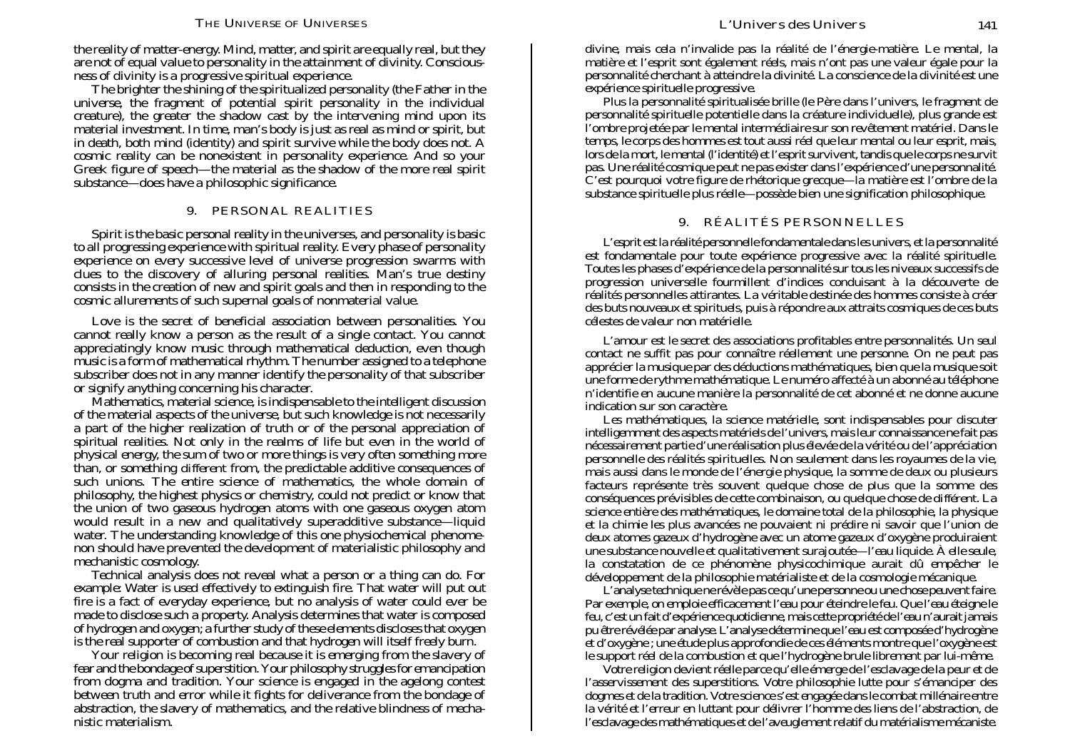the reality of matter-energy. Mind, matter, and spirit are equally real, but they are not of equal value to personality in the attainment of divinity. Consciousness of divinity is a progressive spiritual experience.

The brighter the shining of the spiritualized personality (the Father in the universe, the fragment of potential spirit personality in the individual creature), the greater the shadow cast by the intervening mind upon its material investment. In time, man's body is just as real as mind or spirit, but in death, both mind (identity) and spirit survive while the body does not. A cosmic reality can be nonexistent in personality experience. And so your Greek figure of speech—the material as the shadow of the more real spirit substance—does have a philosophic significance.

## 9. PERSONAL REALITIES

Spirit is the basic personal reality in the universes, and personality is basic to all progressing experience with spiritual reality. Every phase of personality experience on every successive level of universe progression swarms with clues to the discovery of alluring personal realities. Man's true destiny consists in the creation of new and spirit goals and then in responding to the cosmic allurements of such supernal goals of nonmaterial value.

Love is the secret of beneficial association between personalities. You cannot really know a person as the result of a single contact. You cannot appreciatingly know music through mathematical deduction, even though music is a form of mathematical rhythm. The number assigned to a telephone subscriber does not in any manner identify the personality of that subscriber or signify anything concerning his character.

Mathematics, material science, is indispensable to the intelligent discussion of the material aspects of the universe, but such knowledge is not necessarily a part of the higher realization of truth or of the personal appreciation of spiritual realities. Not only in the realms of life but even in the world of physical energy, the sum of two or more things is very often something more than, or something different from, the predictable additive consequences of such unions. The entire science of mathematics, the whole domain of philosophy, the highest physics or chemistry, could not predict or know that the union of two gaseous hydrogen atoms with one gaseous oxygen atom would result in a new and qualitatively superadditive substance—liquid water. The understanding knowledge of this one physiochemical phenomenon should have prevented the development of materialistic philosophy and mechanistic cosmology.

Technical analysis does not reveal what a person or a thing can do. For example: Water is used effectively to extinguish fire. That water will put out fire is a fact of everyday experience, but no analysis of water could ever be made to disclose such a property. Analysis determines that water is composed of hydrogen and oxygen; a further study of these elements discloses that oxygen is the real supporter of combustion and that hydrogen will itself freely burn.

Your religion is becoming real because it is emerging from the slavery of fear and the bondage of superstition. Your philosophy struggles for emancipation from dogma and tradition. Your science is engaged in the agelong contest between truth and error while it fights for deliverance from the bondage of abstraction, the slavery of mathematics, and the relative blindness of mechanistic materialism.

divine, mais cela n'invalide pas la réalité de l'énergie-matière. Le mental, la matière et l'esprit sont également réels, mais n'ont pas une valeur égale pour la personnalité cherchant à atteindre la divinité. La conscience de la divinité est une expérience spirituelle progressive.

Plus la personnalité spiritualisée brille (le Père dans l'univers, le fragment de personnalité spirituelle potentielle dans la créature individuelle), plus grande est l'ombre projetée par le mental intermédiaire sur son revêtement matériel. Dans le temps, le corps des hommes est tout aussi réel que leur mental ou leur esprit, mais, lors de la mort, le mental (l'identité) et l'esprit survivent, tandis que le corps ne survit pas. Une réalité cosmique peut ne pas exister dans l'expérience d'une personnalité. C'est pourquoi votre figure de rhétorique grecque—la matière est l'ombre de la substance spirituelle plus réelle—possède bien une signification philosophique.

## 9. RÉALITÉS PERSONNELLES

L'esprit est la réalité personnelle fondamentale dans les univers, et la personnalité est fondamentale pour toute expérience progressive avec la réalité spirituelle. Toutes les phases d'expérience de la personnalité sur tous les niveaux successifs de progression universelle fourmillent d'indices conduisant à la découverte de réalités personnelles attirantes. La véritable destinée des hommes consiste à créer des buts nouveaux et spirituels, puis à répondre aux attraits cosmiques de ces buts célestes de valeur non matérielle.

L'amour est le secret des associations profitables entre personnalités. Un seul contact ne suffit pas pour connaître réellement une personne. On ne peut pas apprécier la musique par des déductions mathématiques, bien que la musique soit une forme de rythme mathématique. Le numéro affecté à un abonné au téléphone n'identifie en aucune manière la personnalité de cet abonné et ne donne aucune indication sur son caractère.

Les mathématiques, la science matérielle, sont indispensables pour discuter intelligemment des aspects matériels de l'univers, mais leur connaissance ne fait pas nécessairement partie d'une réalisation plus élevée de la vérité ou de l'appréciation personnelle des réalités spirituelles. Non seulement dans les royaumes de la vie, mais aussi dans le monde de l'énergie physique, la somme de deux ou plusieurs facteurs représente très souvent quelque chose de plus que la somme des conséquences prévisibles de cette combinaison, ou quelque chose de différent. La science entière des mathématiques, le domaine total de la philosophie, la physique et la chimie les plus avancées ne pouvaient ni prédire ni savoir que l'union de deux atomes gazeux d'hydrogène avec un atome gazeux d'oxygène produiraient une substance nouvelle et qualitativement surajoutée—l'eau liquide. À elle seule, la constatation de ce phénomène physicochimique aurait dû empêcher le développement de la philosophie matérialiste et de la cosmologie mécanique.

L'analyse technique ne révèle pas ce qu'une personne ou une chose peuvent faire. Par exemple, on emploie efficacement l'eau pour éteindre le feu. Que l'eau éteigne le feu, c'est un fait d'expérience quotidienne, mais cette propriété de l'eau n'aurait jamais pu être révélée par analyse. L'analyse détermine que l'eau est composée d'hydrogène et d'oxygène ; une étude plus approfondie de ces éléments montre que l'oxygène est le support réel de la combustion et que l'hydrogène brule librement par lui-même.

Votre religion devient réelle parce qu'elle émerge de l'esclavage de la peur et de l'asservissement des superstitions. Votre philosophie lutte pour s'émanciper des dogmes et de la tradition. Votre science s'est engagée dans le combat millénaire entre la vérité et l'erreur en luttant pour délivrer l'homme des liens de l'abstraction, de l'esclavage des mathématiques et de l'aveuglement relatif du matérialisme mécaniste.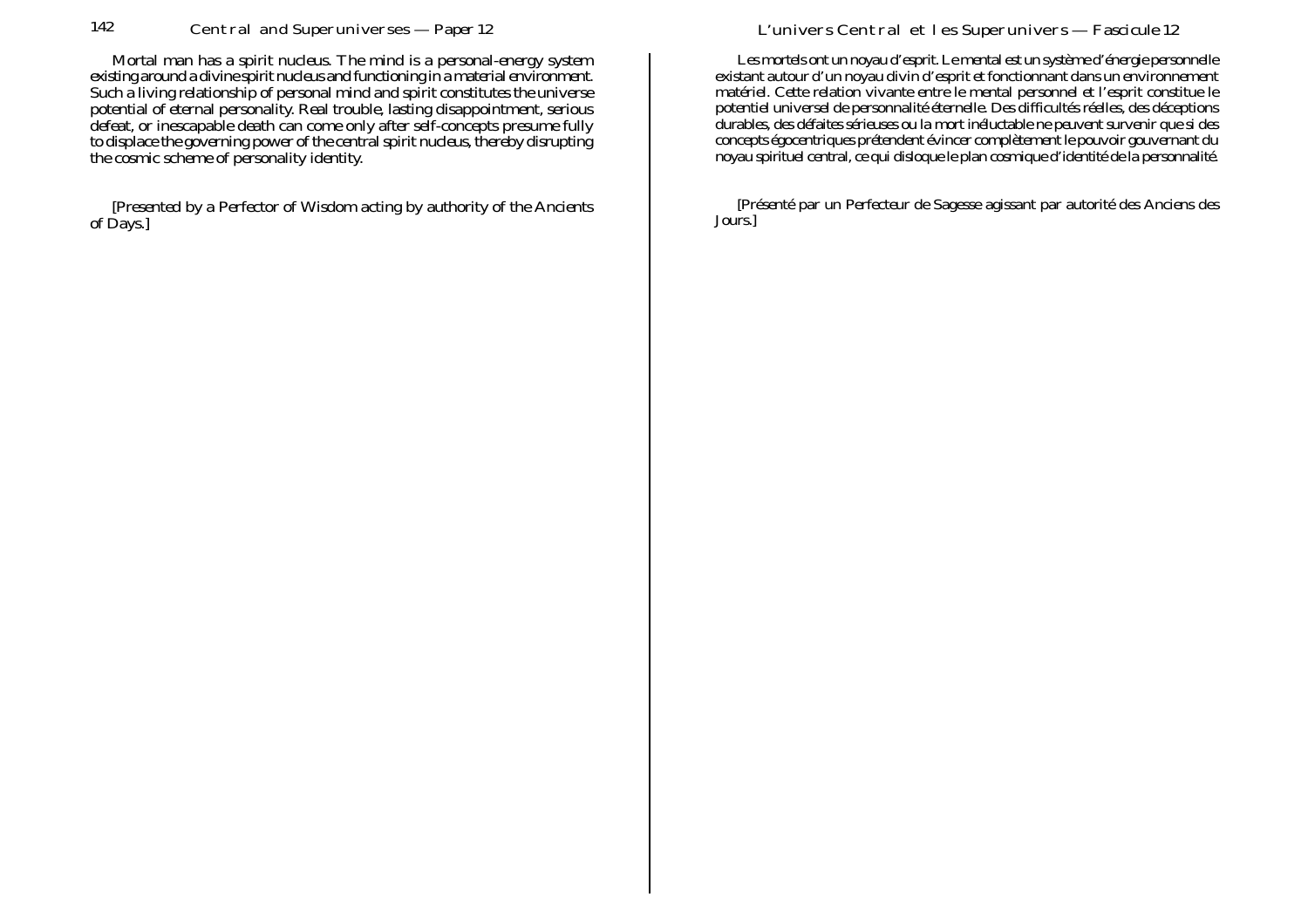Mortal man has a spirit nucleus. The mind is a personal-energy system existing around a divine spirit nucleus and functioning in a material environment. Such a living relationship of personal mind and spirit constitutes the universe potential of eternal personality. Real trouble, lasting disappointment, serious defeat, or inescapable death can come only after self-concepts presume fully to displace the governing power of the central spirit nucleus, thereby disrupting the cosmic scheme of personality identity.

[Presented by a Perfector of Wisdom acting by authority of the Ancients of Days.]

Les mortels ont un noyau d'esprit. Le mental est un système d'énergie personnelle existant autour d'un noyau divin d'esprit et fonctionnant dans un environnement matériel. Cette relation vivante entre le mental personnel et l'esprit constitue le potentiel universel de personnalité éternelle. Des difficultés réelles, des déceptions durables, des défaites sérieuses ou la mort inéluctable ne peuvent survenir que si des concepts égocentriques prétendent évincer complètement le pouvoir gouvernant du noyau spirituel central, ce qui disloque le plan cosmique d'identité de la personnalité.

[Présenté par un Perfecteur de Sagesse agissant par autorité des Anciens des Jours.]